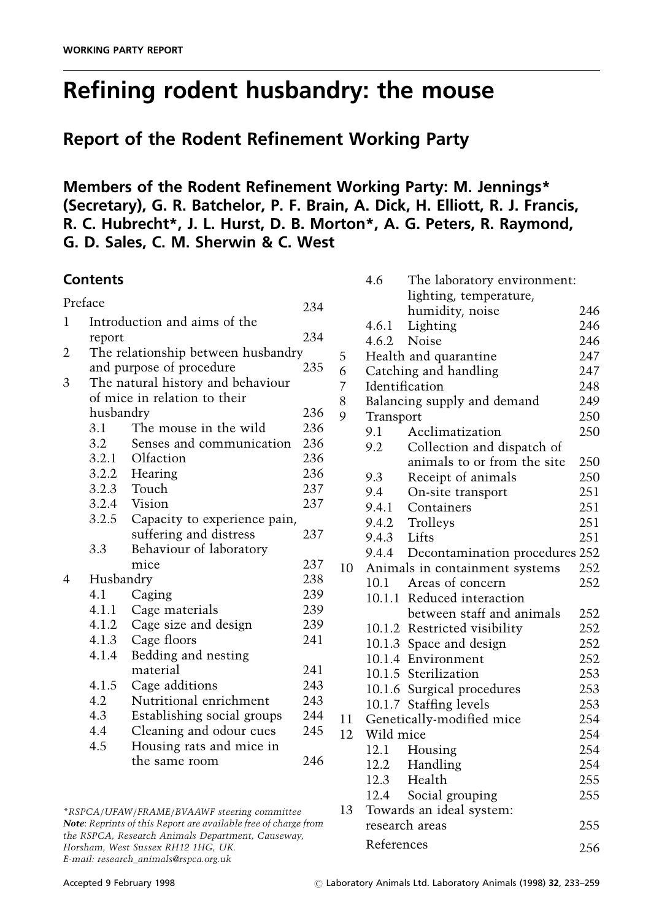WORKING PARTY REPORT

# Refining rodent husbandry: the mouse

## Report of the Rodent Refinement Working Party

### Members of the Rodent Refinement Working Party: M. Jennings* (Secretary), G. R. Batchelor, P. F. Brain, A. Dick, H. Elliott, R. J. Francis, R. C. Hubrecht*, J. L. Hurst, D. B. Morton*, A. G. Peters, R. Raymond, G. D. Sales, C. M. Sherwin & C. West

## Contents

| | | | |
|---|---|---|---|
| | Preface | | 234 |
| 1 | Introduction and aims of the report | | 234 |
| 2 | The relationship between husbandry and purpose of procedure | | 235 |
| 3 | The natural history and behaviour of mice in relation to their husbandry | | 236 |
| | 3.1 | The mouse in the wild | 236 |
| | 3.2 | Senses and communication | 236 |
| | 3.2.1 | Olfaction | 236 |
| | 3.2.2 | Hearing | 236 |
| | 3.2.3 | Touch | 237 |
| | 3.2.4 | Vision | 237 |
| | 3.2.5 | Capacity to experience pain, suffering and distress | 237 |
| | 3.3 | Behaviour of laboratory mice | 237 |
| 4 | Husbandry | | 238 |
| | 4.1 | Caging | 239 |
| | 4.1.1 | Cage materials | 239 |
| | 4.1.2 | Cage size and design | 239 |
| | 4.1.3 | Cage floors | 241 |
| | 4.1.4 | Bedding and nesting material | 241 |
| | 4.1.5 | Cage additions | 243 |
| | 4.2 | Nutritional enrichment | 243 |
| | 4.3 | Establishing social groups | 244 |
| | 4.4 | Cleaning and odour cues | 245 |
| | 4.5 | Housing rats and mice in the same room | 246 |
| | 4.6 | The laboratory environment: lighting, temperature, humidity, noise | 246 |
| | 4.6.1 | Lighting | 246 |
| | 4.6.2 | Noise | 246 |
| 5 | Health and quarantine | | 247 |
| 6 | Catching and handling | | 247 |
| 7 | Identification | | 248 |
| 8 | Balancing supply and demand | | 249 |
| 9 | Transport | | 250 |
| | 9.1 | Acclimatization | 250 |
| | 9.2 | Collection and dispatch of animals to or from the site | 250 |
| | 9.3 | Receipt of animals | 250 |
| | 9.4 | On-site transport | 251 |
| | 9.4.1 | Containers | 251 |
| | 9.4.2 | Trolleys | 251 |
| | 9.4.3 | Lifts | 251 |
| | 9.4.4 | Decontamination procedures | 252 |
| 10 | Animals in containment systems | | 252 |
| | 10.1 | Areas of concern | 252 |
| | 10.1.1 | Reduced interaction between staff and animals | 252 |
| | 10.1.2 | Restricted visibility | 252 |
| | 10.1.3 | Space and design | 252 |
| | 10.1.4 | Environment | 252 |
| | 10.1.5 | Sterilization | 253 |
| | 10.1.6 | Surgical procedures | 253 |
| | 10.1.7 | Staffing levels | 253 |
| 11 | Genetically-modified mice | | 254 |
| 12 | Wild mice | | 254 |
| | 12.1 | Housing | 254 |
| | 12.2 | Handling | 254 |
| | 12.3 | Health | 255 |
| | 12.4 | Social grouping | 255 |
| 13 | Towards an ideal system: research areas | | 255 |
| | References | | 256 |

*RSPCA/UFAW/FRAME/BVAAWF steering committee

***Note**: Reprints of this Report are available free of charge from the RSPCA, Research Animals Department, Causeway, Horsham, West Sussex RH12 1HG, UK.*
*E-mail: research_animals@rspca.org.uk*

Accepted 9 February 1998

© Laboratory Animals Ltd. Laboratory Animals (1998) **32**, 233–259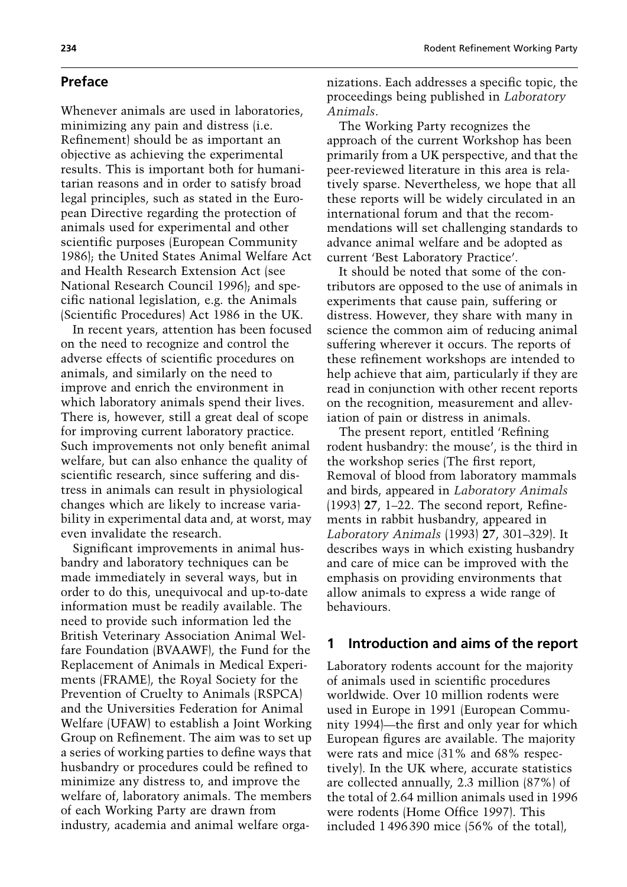## Preface

Whenever animals are used in laboratories, minimizing any pain and distress (i.e. Refinement) should be as important an objective as achieving the experimental results. This is important both for humanitarian reasons and in order to satisfy broad legal principles, such as stated in the European Directive regarding the protection of animals used for experimental and other scientific purposes (European Community 1986); the United States Animal Welfare Act and Health Research Extension Act (see National Research Council 1996); and specific national legislation, e.g. the Animals (Scientific Procedures) Act 1986 in the UK.

In recent years, attention has been focused on the need to recognize and control the adverse effects of scientific procedures on animals, and similarly on the need to improve and enrich the environment in which laboratory animals spend their lives. There is, however, still a great deal of scope for improving current laboratory practice. Such improvements not only benefit animal welfare, but can also enhance the quality of scientific research, since suffering and distress in animals can result in physiological changes which are likely to increase variability in experimental data and, at worst, may even invalidate the research.

Significant improvements in animal husbandry and laboratory techniques can be made immediately in several ways, but in order to do this, unequivocal and up-to-date information must be readily available. The need to provide such information led the British Veterinary Association Animal Welfare Foundation (BVAAWF), the Fund for the Replacement of Animals in Medical Experiments (FRAME), the Royal Society for the Prevention of Cruelty to Animals (RSPCA) and the Universities Federation for Animal Welfare (UFAW) to establish a Joint Working Group on Refinement. The aim was to set up a series of working parties to define ways that husbandry or procedures could be refined to minimize any distress to, and improve the welfare of, laboratory animals. The members of each Working Party are drawn from industry, academia and animal welfare organizations. Each addresses a specific topic, the proceedings being published in *Laboratory Animals*.

The Working Party recognizes the approach of the current Workshop has been primarily from a UK perspective, and that the peer-reviewed literature in this area is relatively sparse. Nevertheless, we hope that all these reports will be widely circulated in an international forum and that the recommendations will set challenging standards to advance animal welfare and be adopted as current 'Best Laboratory Practice'.

It should be noted that some of the contributors are opposed to the use of animals in experiments that cause pain, suffering or distress. However, they share with many in science the common aim of reducing animal suffering wherever it occurs. The reports of these refinement workshops are intended to help achieve that aim, particularly if they are read in conjunction with other recent reports on the recognition, measurement and alleviation of pain or distress in animals.

The present report, entitled 'Refining rodent husbandry: the mouse', is the third in the workshop series (The first report, Removal of blood from laboratory mammals and birds, appeared in *Laboratory Animals* (1993) **27**, 1–22. The second report, Refinements in rabbit husbandry, appeared in *Laboratory Animals* (1993) **27**, 301–329). It describes ways in which existing husbandry and care of mice can be improved with the emphasis on providing environments that allow animals to express a wide range of behaviours.

## 1 Introduction and aims of the report

Laboratory rodents account for the majority of animals used in scientific procedures worldwide. Over 10 million rodents were used in Europe in 1991 (European Community 1994)—the first and only year for which European figures are available. The majority were rats and mice (31% and 68% respectively). In the UK where, accurate statistics are collected annually, 2.3 million (87%) of the total of 2.64 million animals used in 1996 were rodents (Home Office 1997). This included 1 496 390 mice (56% of the total),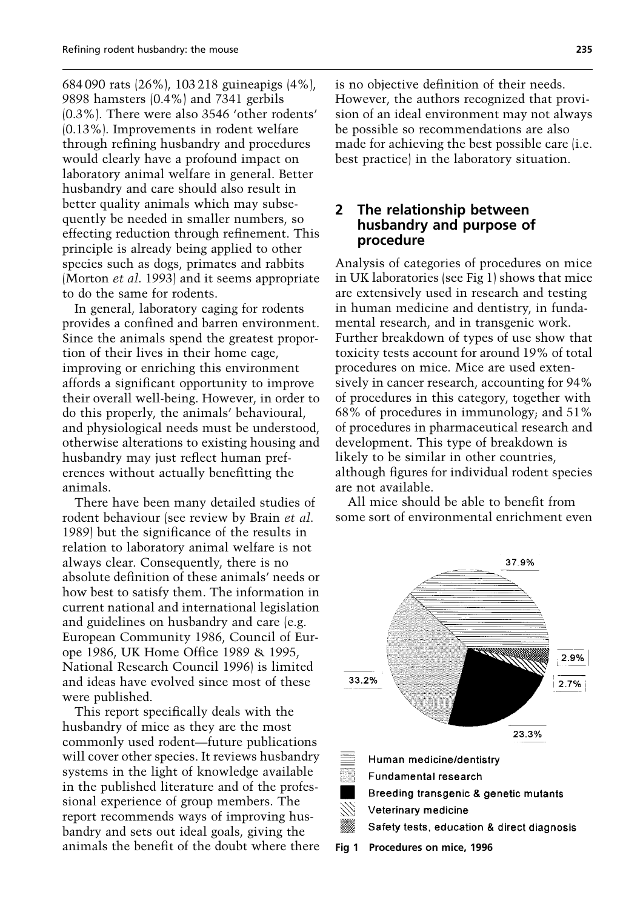684 090 rats (26%), 103 218 guineapigs (4%), 9898 hamsters (0.4%) and 7341 gerbils (0.3%). There were also 3546 'other rodents' (0.13%). Improvements in rodent welfare through refining husbandry and procedures would clearly have a profound impact on laboratory animal welfare in general. Better husbandry and care should also result in better quality animals which may subsequently be needed in smaller numbers, so effecting reduction through refinement. This principle is already being applied to other species such as dogs, primates and rabbits (Morton *et al.* 1993) and it seems appropriate to do the same for rodents.

In general, laboratory caging for rodents provides a confined and barren environment. Since the animals spend the greatest proportion of their lives in their home cage, improving or enriching this environment affords a significant opportunity to improve their overall well-being. However, in order to do this properly, the animals' behavioural, and physiological needs must be understood, otherwise alterations to existing housing and husbandry may just reflect human preferences without actually benefitting the animals.

There have been many detailed studies of rodent behaviour (see review by Brain *et al.* 1989) but the significance of the results in relation to laboratory animal welfare is not always clear. Consequently, there is no absolute definition of these animals' needs or how best to satisfy them. The information in current national and international legislation and guidelines on husbandry and care (e.g. European Community 1986, Council of Europe 1986, UK Home Office 1989 & 1995, National Research Council 1996) is limited and ideas have evolved since most of these were published.

This report specifically deals with the husbandry of mice as they are the most commonly used rodent—future publications will cover other species. It reviews husbandry systems in the light of knowledge available in the published literature and of the professional experience of group members. The report recommends ways of improving husbandry and sets out ideal goals, giving the animals the benefit of the doubt where there is no objective definition of their needs. However, the authors recognized that provision of an ideal environment may not always be possible so recommendations are also made for achieving the best possible care (i.e. best practice) in the laboratory situation.

## 2 The relationship between husbandry and purpose of procedure

Analysis of categories of procedures on mice in UK laboratories (see Fig 1) shows that mice are extensively used in research and testing in human medicine and dentistry, in fundamental research, and in transgenic work. Further breakdown of types of use show that toxicity tests account for around 19% of total procedures on mice. Mice are used extensively in cancer research, accounting for 94% of procedures in this category, together with 68% of procedures in immunology; and 51% of procedures in pharmaceutical research and development. This type of breakdown is likely to be similar in other countries, although figures for individual rodent species are not available.

All mice should be able to benefit from some sort of environmental enrichment even

- Human medicine/dentistry: 37.9%
- Fundamental research: 33.2%
- Breeding transgenic & genetic mutants: 23.3%
- Veterinary medicine: 2.7%
- Safety tests, education & direct diagnosis: 2.9%

Fig 1 Procedures on mice, 1996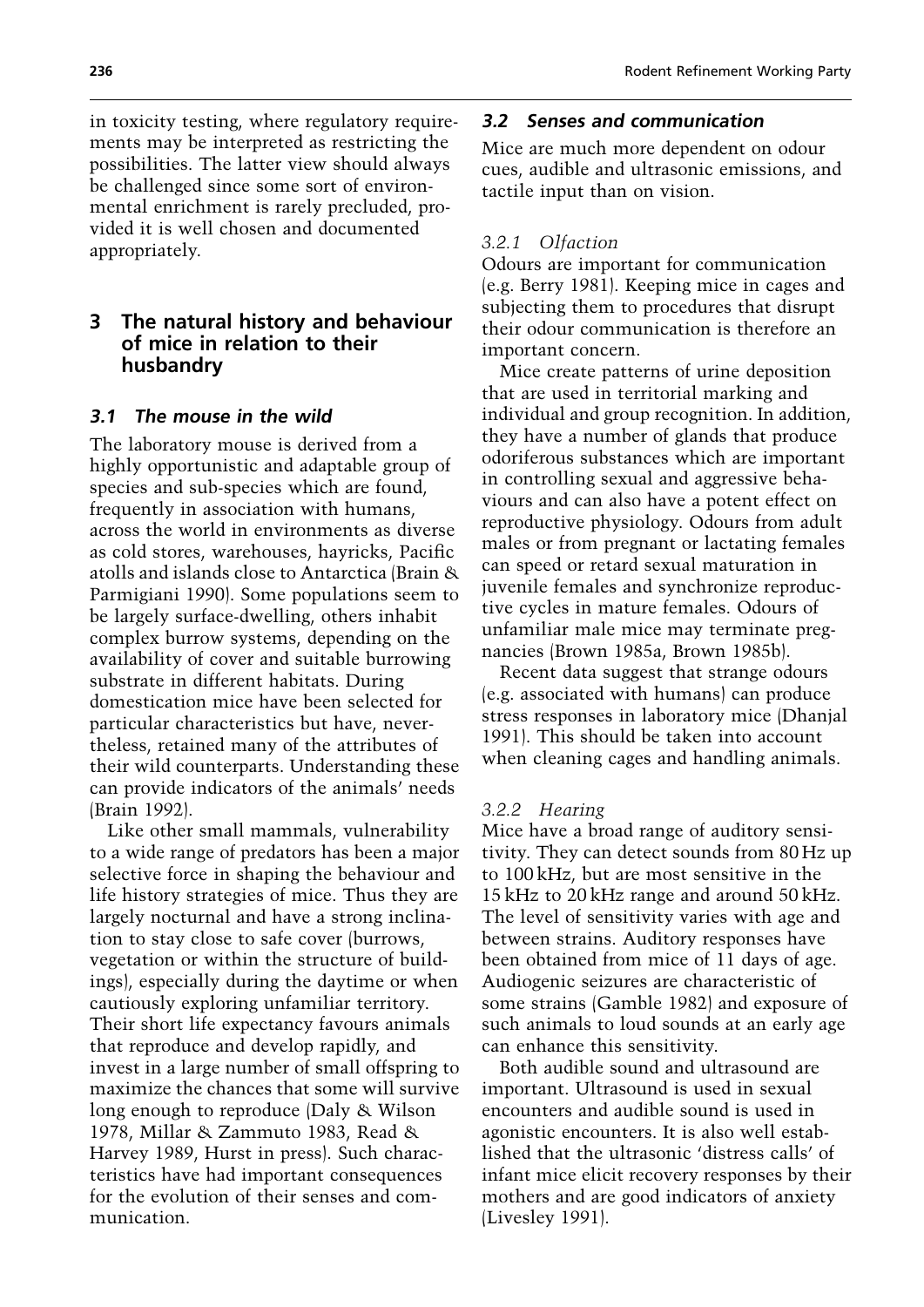in toxicity testing, where regulatory requirements may be interpreted as restricting the possibilities. The latter view should always be challenged since some sort of environmental enrichment is rarely precluded, provided it is well chosen and documented appropriately.

## 3 The natural history and behaviour of mice in relation to their husbandry

### *3.1 The mouse in the wild*

The laboratory mouse is derived from a highly opportunistic and adaptable group of species and sub-species which are found, frequently in association with humans, across the world in environments as diverse as cold stores, warehouses, hayricks, Pacific atolls and islands close to Antarctica (Brain & Parmigiani 1990). Some populations seem to be largely surface-dwelling, others inhabit complex burrow systems, depending on the availability of cover and suitable burrowing substrate in different habitats. During domestication mice have been selected for particular characteristics but have, nevertheless, retained many of the attributes of their wild counterparts. Understanding these can provide indicators of the animals' needs (Brain 1992).

Like other small mammals, vulnerability to a wide range of predators has been a major selective force in shaping the behaviour and life history strategies of mice. Thus they are largely nocturnal and have a strong inclination to stay close to safe cover (burrows, vegetation or within the structure of buildings), especially during the daytime or when cautiously exploring unfamiliar territory. Their short life expectancy favours animals that reproduce and develop rapidly, and invest in a large number of small offspring to maximize the chances that some will survive long enough to reproduce (Daly & Wilson 1978, Millar & Zammuto 1983, Read & Harvey 1989, Hurst in press). Such characteristics have had important consequences for the evolution of their senses and communication.

### *3.2 Senses and communication*

Mice are much more dependent on odour cues, audible and ultrasonic emissions, and tactile input than on vision.

#### *3.2.1 Olfaction*

Odours are important for communication (e.g. Berry 1981). Keeping mice in cages and subjecting them to procedures that disrupt their odour communication is therefore an important concern.

Mice create patterns of urine deposition that are used in territorial marking and individual and group recognition. In addition, they have a number of glands that produce odoriferous substances which are important in controlling sexual and aggressive behaviours and can also have a potent effect on reproductive physiology. Odours from adult males or from pregnant or lactating females can speed or retard sexual maturation in juvenile females and synchronize reproductive cycles in mature females. Odours of unfamiliar male mice may terminate pregnancies (Brown 1985a, Brown 1985b).

Recent data suggest that strange odours (e.g. associated with humans) can produce stress responses in laboratory mice (Dhanjal 1991). This should be taken into account when cleaning cages and handling animals.

#### *3.2.2 Hearing*

Mice have a broad range of auditory sensitivity. They can detect sounds from 80 Hz up to 100 kHz, but are most sensitive in the 15 kHz to 20 kHz range and around 50 kHz. The level of sensitivity varies with age and between strains. Auditory responses have been obtained from mice of 11 days of age. Audiogenic seizures are characteristic of some strains (Gamble 1982) and exposure of such animals to loud sounds at an early age can enhance this sensitivity.

Both audible sound and ultrasound are important. Ultrasound is used in sexual encounters and audible sound is used in agonistic encounters. It is also well established that the ultrasonic 'distress calls' of infant mice elicit recovery responses by their mothers and are good indicators of anxiety (Livesley 1991).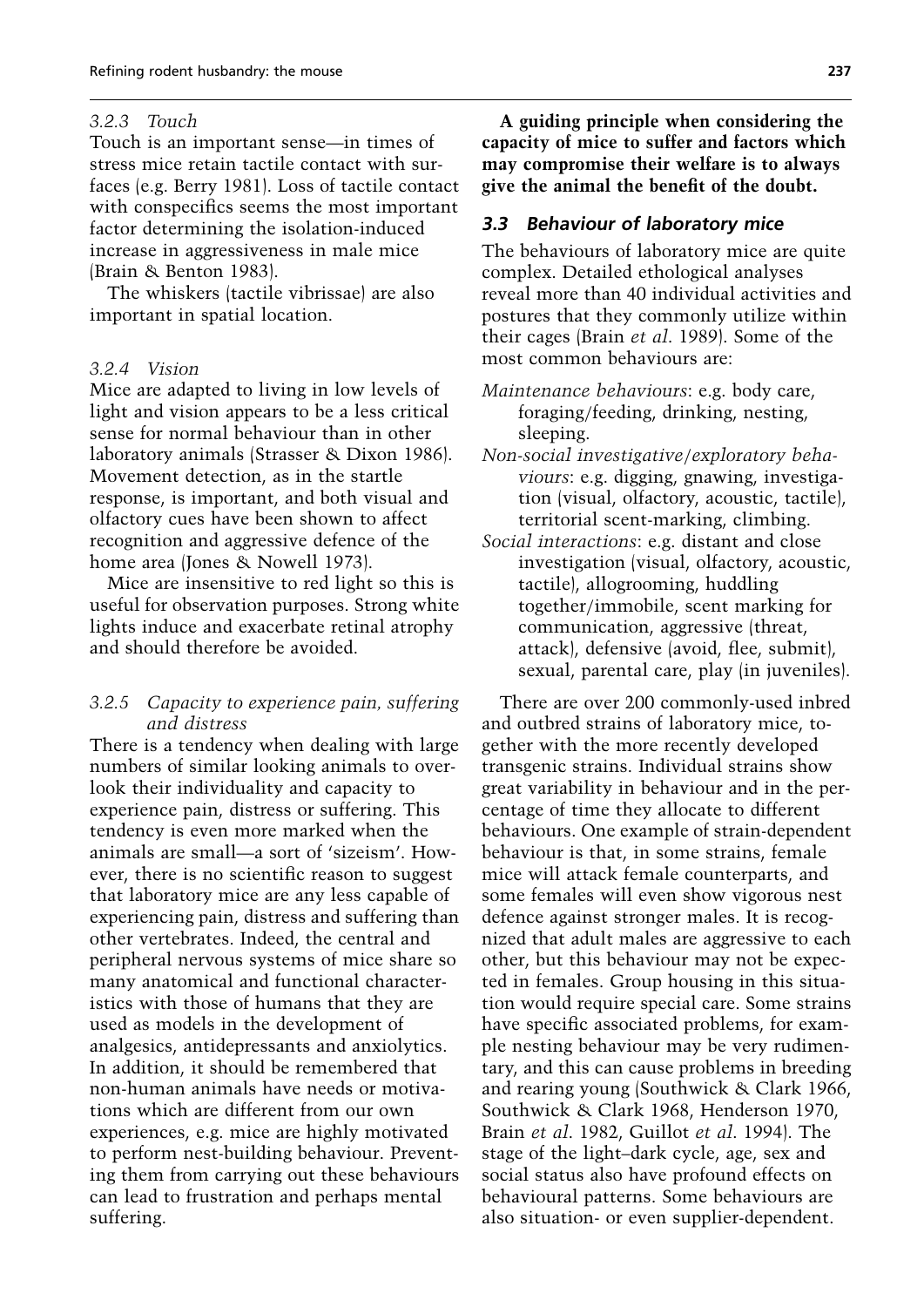#### *3.2.3 Touch*

Touch is an important sense—in times of stress mice retain tactile contact with surfaces (e.g. Berry 1981). Loss of tactile contact with conspecifics seems the most important factor determining the isolation-induced increase in aggressiveness in male mice (Brain & Benton 1983).

The whiskers (tactile vibrissae) are also important in spatial location.

#### *3.2.4 Vision*

Mice are adapted to living in low levels of light and vision appears to be a less critical sense for normal behaviour than in other laboratory animals (Strasser & Dixon 1986). Movement detection, as in the startle response, is important, and both visual and olfactory cues have been shown to affect recognition and aggressive defence of the home area (Jones & Nowell 1973).

Mice are insensitive to red light so this is useful for observation purposes. Strong white lights induce and exacerbate retinal atrophy and should therefore be avoided.

#### *3.2.5 Capacity to experience pain, suffering and distress*

There is a tendency when dealing with large numbers of similar looking animals to overlook their individuality and capacity to experience pain, distress or suffering. This tendency is even more marked when the animals are small—a sort of 'sizeism'. However, there is no scientific reason to suggest that laboratory mice are any less capable of experiencing pain, distress and suffering than other vertebrates. Indeed, the central and peripheral nervous systems of mice share so many anatomical and functional characteristics with those of humans that they are used as models in the development of analgesics, antidepressants and anxiolytics. In addition, it should be remembered that non-human animals have needs or motivations which are different from our own experiences, e.g. mice are highly motivated to perform nest-building behaviour. Preventing them from carrying out these behaviours can lead to frustration and perhaps mental suffering.

**A guiding principle when considering the capacity of mice to suffer and factors which may compromise their welfare is to always give the animal the benefit of the doubt.**

### *3.3 Behaviour of laboratory mice*

The behaviours of laboratory mice are quite complex. Detailed ethological analyses reveal more than 40 individual activities and postures that they commonly utilize within their cages (Brain *et al*. 1989). Some of the most common behaviours are:

- *Maintenance behaviours*: e.g. body care, foraging/feeding, drinking, nesting, sleeping.
- *Non-social investigative/exploratory behaviours*: e.g. digging, gnawing, investigation (visual, olfactory, acoustic, tactile), territorial scent-marking, climbing.
- *Social interactions*: e.g. distant and close investigation (visual, olfactory, acoustic, tactile), allogrooming, huddling together/immobile, scent marking for communication, aggressive (threat, attack), defensive (avoid, flee, submit), sexual, parental care, play (in juveniles).

There are over 200 commonly-used inbred and outbred strains of laboratory mice, together with the more recently developed transgenic strains. Individual strains show great variability in behaviour and in the percentage of time they allocate to different behaviours. One example of strain-dependent behaviour is that, in some strains, female mice will attack female counterparts, and some females will even show vigorous nest defence against stronger males. It is recognized that adult males are aggressive to each other, but this behaviour may not be expected in females. Group housing in this situation would require special care. Some strains have specific associated problems, for example nesting behaviour may be very rudimentary, and this can cause problems in breeding and rearing young (Southwick & Clark 1966, Southwick & Clark 1968, Henderson 1970, Brain *et al*. 1982, Guillot *et al*. 1994). The stage of the light–dark cycle, age, sex and social status also have profound effects on behavioural patterns. Some behaviours are also situation- or even supplier-dependent.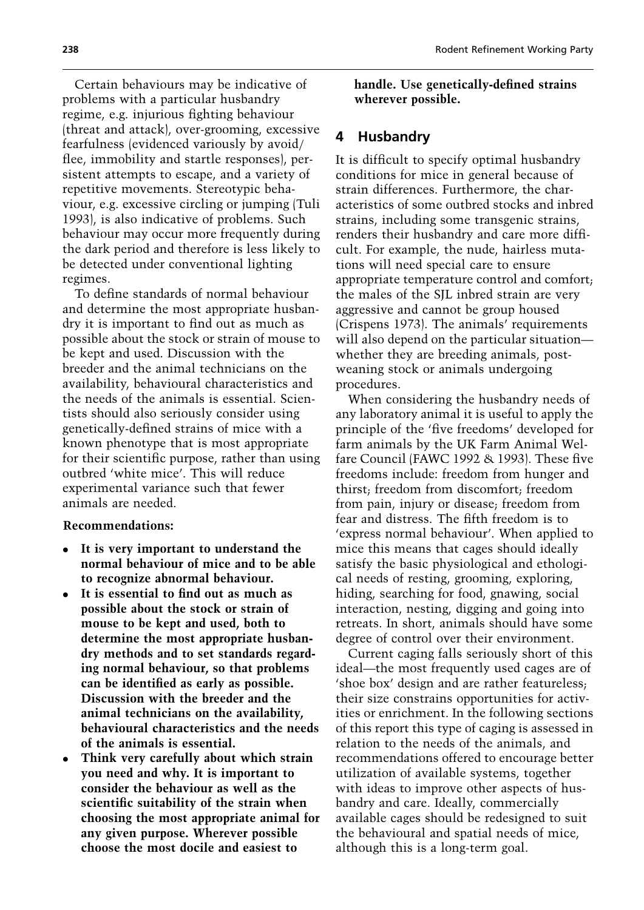Certain behaviours may be indicative of problems with a particular husbandry regime, e.g. injurious fighting behaviour (threat and attack), over-grooming, excessive fearfulness (evidenced variously by avoid/flee, immobility and startle responses), persistent attempts to escape, and a variety of repetitive movements. Stereotypic behaviour, e.g. excessive circling or jumping (Tuli 1993), is also indicative of problems. Such behaviour may occur more frequently during the dark period and therefore is less likely to be detected under conventional lighting regimes.

To define standards of normal behaviour and determine the most appropriate husbandry it is important to find out as much as possible about the stock or strain of mouse to be kept and used. Discussion with the breeder and the animal technicians on the availability, behavioural characteristics and the needs of the animals is essential. Scientists should also seriously consider using genetically-defined strains of mice with a known phenotype that is most appropriate for their scientific purpose, rather than using outbred 'white mice'. This will reduce experimental variance such that fewer animals are needed.

**Recommendations:**

- **It is very important to understand the normal behaviour of mice and to be able to recognize abnormal behaviour.**
- **It is essential to find out as much as possible about the stock or strain of mouse to be kept and used, both to determine the most appropriate husbandry methods and to set standards regarding normal behaviour, so that problems can be identified as early as possible. Discussion with the breeder and the animal technicians on the availability, behavioural characteristics and the needs of the animals is essential.**
- **Think very carefully about which strain you need and why. It is important to consider the behaviour as well as the scientific suitability of the strain when choosing the most appropriate animal for any given purpose. Wherever possible choose the most docile and easiest to handle. Use genetically-defined strains wherever possible.**

## 4 Husbandry

It is difficult to specify optimal husbandry conditions for mice in general because of strain differences. Furthermore, the characteristics of some outbred stocks and inbred strains, including some transgenic strains, renders their husbandry and care more difficult. For example, the nude, hairless mutations will need special care to ensure appropriate temperature control and comfort; the males of the SJL inbred strain are very aggressive and cannot be group housed (Crispens 1973). The animals' requirements will also depend on the particular situation—whether they are breeding animals, post-weaning stock or animals undergoing procedures.

When considering the husbandry needs of any laboratory animal it is useful to apply the principle of the 'five freedoms' developed for farm animals by the UK Farm Animal Welfare Council (FAWC 1992 & 1993). These five freedoms include: freedom from hunger and thirst; freedom from discomfort; freedom from pain, injury or disease; freedom from fear and distress. The fifth freedom is to 'express normal behaviour'. When applied to mice this means that cages should ideally satisfy the basic physiological and ethological needs of resting, grooming, exploring, hiding, searching for food, gnawing, social interaction, nesting, digging and going into retreats. In short, animals should have some degree of control over their environment.

Current caging falls seriously short of this ideal—the most frequently used cages are of 'shoe box' design and are rather featureless; their size constrains opportunities for activities or enrichment. In the following sections of this report this type of caging is assessed in relation to the needs of the animals, and recommendations offered to encourage better utilization of available systems, together with ideas to improve other aspects of husbandry and care. Ideally, commercially available cages should be redesigned to suit the behavioural and spatial needs of mice, although this is a long-term goal.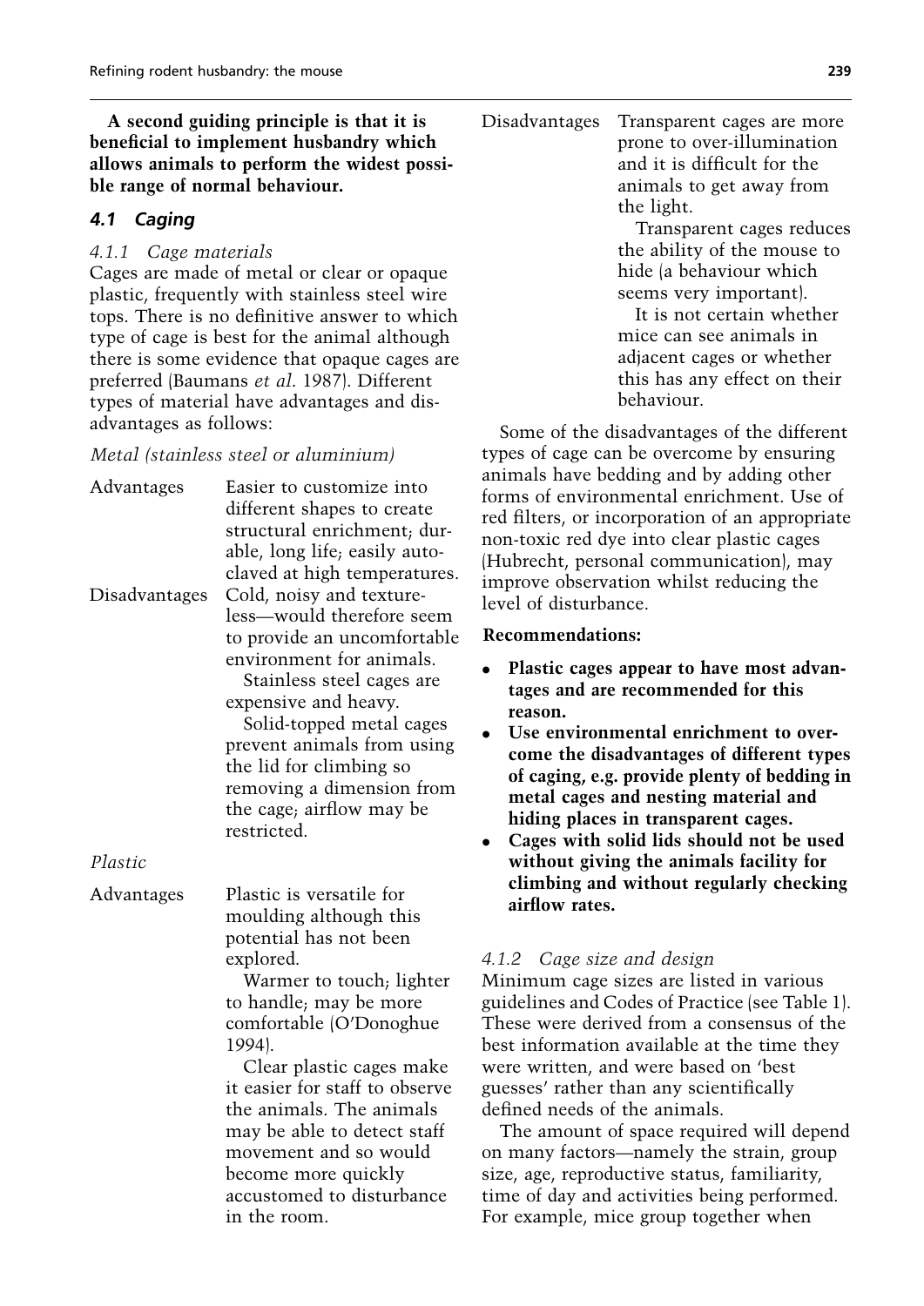**A second guiding principle is that it is beneficial to implement husbandry which allows animals to perform the widest possible range of normal behaviour.**

### *4.1 Caging*

#### *4.1.1 Cage materials*

Cages are made of metal or clear or opaque plastic, frequently with stainless steel wire tops. There is no definitive answer to which type of cage is best for the animal although there is some evidence that opaque cages are preferred (Baumans *et al*. 1987). Different types of material have advantages and disadvantages as follows:

*Metal (stainless steel or aluminium)*

| | |
|---|---|
| Advantages | Easier to customize into different shapes to create structural enrichment; durable, long life; easily autoclaved at high temperatures. |
| Disadvantages | Cold, noisy and textureless—would therefore seem to provide an uncomfortable environment for animals.<br>Stainless steel cages are expensive and heavy.<br>Solid-topped metal cages prevent animals from using the lid for climbing so removing a dimension from the cage; airflow may be restricted. |

*Plastic*

| | |
|---|---|
| Advantages | Plastic is versatile for moulding although this potential has not been explored.<br>Warmer to touch; lighter to handle; may be more comfortable (O'Donoghue 1994).<br>Clear plastic cages make it easier for staff to observe the animals. The animals may be able to detect staff movement and so would become more quickly accustomed to disturbance in the room. |
| Disadvantages | Transparent cages are more prone to over-illumination and it is difficult for the animals to get away from the light.<br>Transparent cages reduces the ability of the mouse to hide (a behaviour which seems very important).<br>It is not certain whether mice can see animals in adjacent cages or whether this has any effect on their behaviour. |

Some of the disadvantages of the different types of cage can be overcome by ensuring animals have bedding and by adding other forms of environmental enrichment. Use of red filters, or incorporation of an appropriate non-toxic red dye into clear plastic cages (Hubrecht, personal communication), may improve observation whilst reducing the level of disturbance.

**Recommendations:**

- **Plastic cages appear to have most advantages and are recommended for this reason.**
- **Use environmental enrichment to overcome the disadvantages of different types of caging, e.g. provide plenty of bedding in metal cages and nesting material and hiding places in transparent cages.**
- **Cages with solid lids should not be used without giving the animals facility for climbing and without regularly checking airflow rates.**

#### *4.1.2 Cage size and design*

Minimum cage sizes are listed in various guidelines and Codes of Practice (see Table 1). These were derived from a consensus of the best information available at the time they were written, and were based on 'best guesses' rather than any scientifically defined needs of the animals.

The amount of space required will depend on many factors—namely the strain, group size, age, reproductive status, familiarity, time of day and activities being performed. For example, mice group together when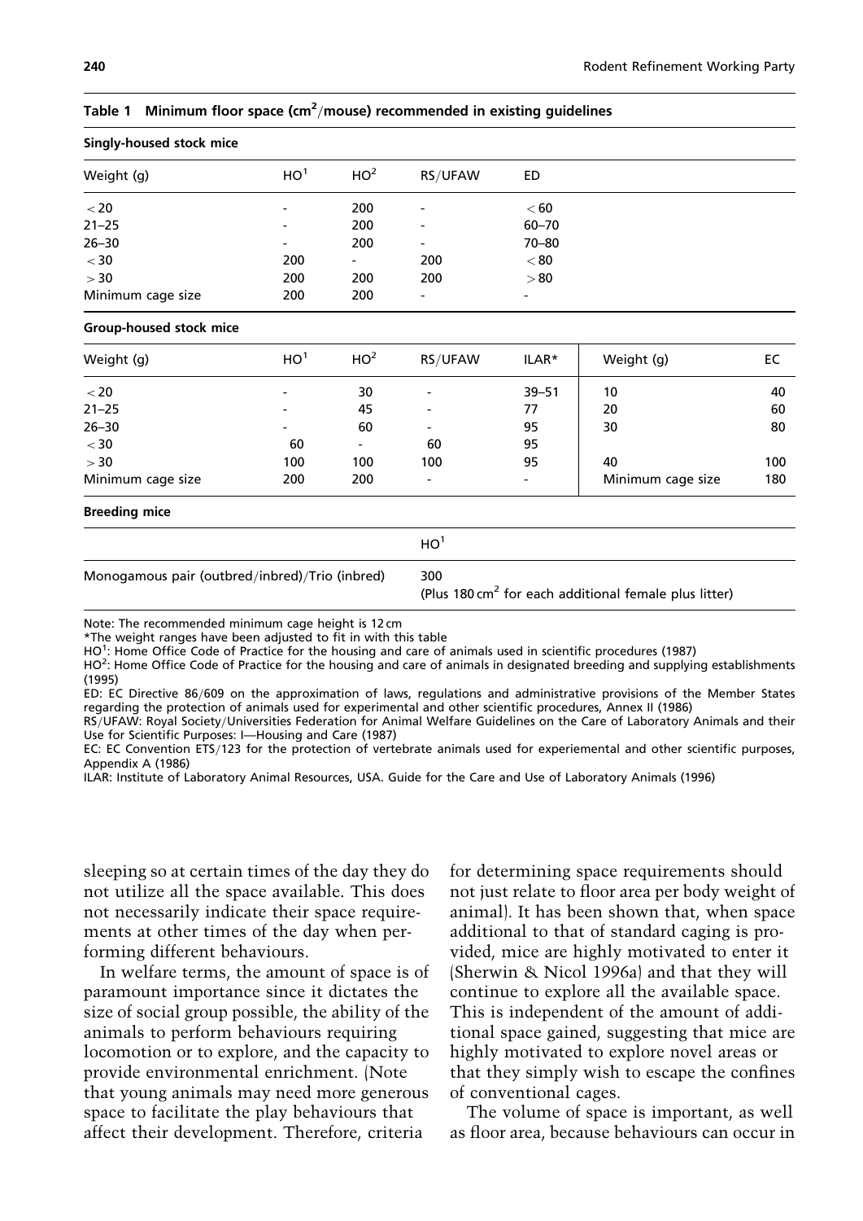**Table 1 Minimum floor space ($cm^2$/mouse) recommended in existing guidelines**

**Singly-housed stock mice**

| Weight (g) | HO[1] | HO[2] | RS/UFAW | ED |
|---|---|---|---|---|
| <20 | - | 200 | - | <60 |
| 21–25 | - | 200 | - | 60–70 |
| 26–30 | - | 200 | - | 70–80 |
| <30 | 200 | - | 200 | <80 |
| >30 | 200 | 200 | 200 | >80 |
| Minimum cage size | 200 | 200 | - | - |

**Group-housed stock mice**

| Weight (g) | HO[1] | HO[2] | RS/UFAW | ILAR* | Weight (g) | EC |
|---|---|---|---|---|---|---|
| <20 | - | 30 | - | 39–51 | 10 | 40 |
| 21–25 | - | 45 | - | 77 | 20 | 60 |
| 26–30 | - | 60 | - | 95 | 30 | 80 |
| <30 | 60 | - | 60 | 95 | | |
| >30 | 100 | 100 | 100 | 95 | 40 | 100 |
| Minimum cage size | 200 | 200 | - | - | Minimum cage size | 180 |

**Breeding mice**

| | HO[1] |
|---|---|
| Monogamous pair (outbred/inbred)/Trio (inbred) | 300 (Plus 180 $cm^2$ for each additional female plus litter) |

Note: The recommended minimum cage height is 12 cm

*The weight ranges have been adjusted to fit in with this table

HO[1]: Home Office Code of Practice for the housing and care of animals used in scientific procedures (1987)

HO[2]: Home Office Code of Practice for the housing and care of animals in designated breeding and supplying establishments (1995)

ED: EC Directive 86/609 on the approximation of laws, regulations and administrative provisions of the Member States regarding the protection of animals used for experimental and other scientific procedures, Annex II (1986)

RS/UFAW: Royal Society/Universities Federation for Animal Welfare Guidelines on the Care of Laboratory Animals and their Use for Scientific Purposes: I—Housing and Care (1987)

EC: EC Convention ETS/123 for the protection of vertebrate animals used for experiemental and other scientific purposes, Appendix A (1986)

ILAR: Institute of Laboratory Animal Resources, USA. Guide for the Care and Use of Laboratory Animals (1996)

sleeping so at certain times of the day they do not utilize all the space available. This does not necessarily indicate their space requirements at other times of the day when performing different behaviours.

In welfare terms, the amount of space is of paramount importance since it dictates the size of social group possible, the ability of the animals to perform behaviours requiring locomotion or to explore, and the capacity to provide environmental enrichment. (Note that young animals may need more generous space to facilitate the play behaviours that affect their development. Therefore, criteria for determining space requirements should not just relate to floor area per body weight of animal). It has been shown that, when space additional to that of standard caging is provided, mice are highly motivated to enter it (Sherwin & Nicol 1996a) and that they will continue to explore all the available space. This is independent of the amount of additional space gained, suggesting that mice are highly motivated to explore novel areas or that they simply wish to escape the confines of conventional cages.

The volume of space is important, as well as floor area, because behaviours can occur in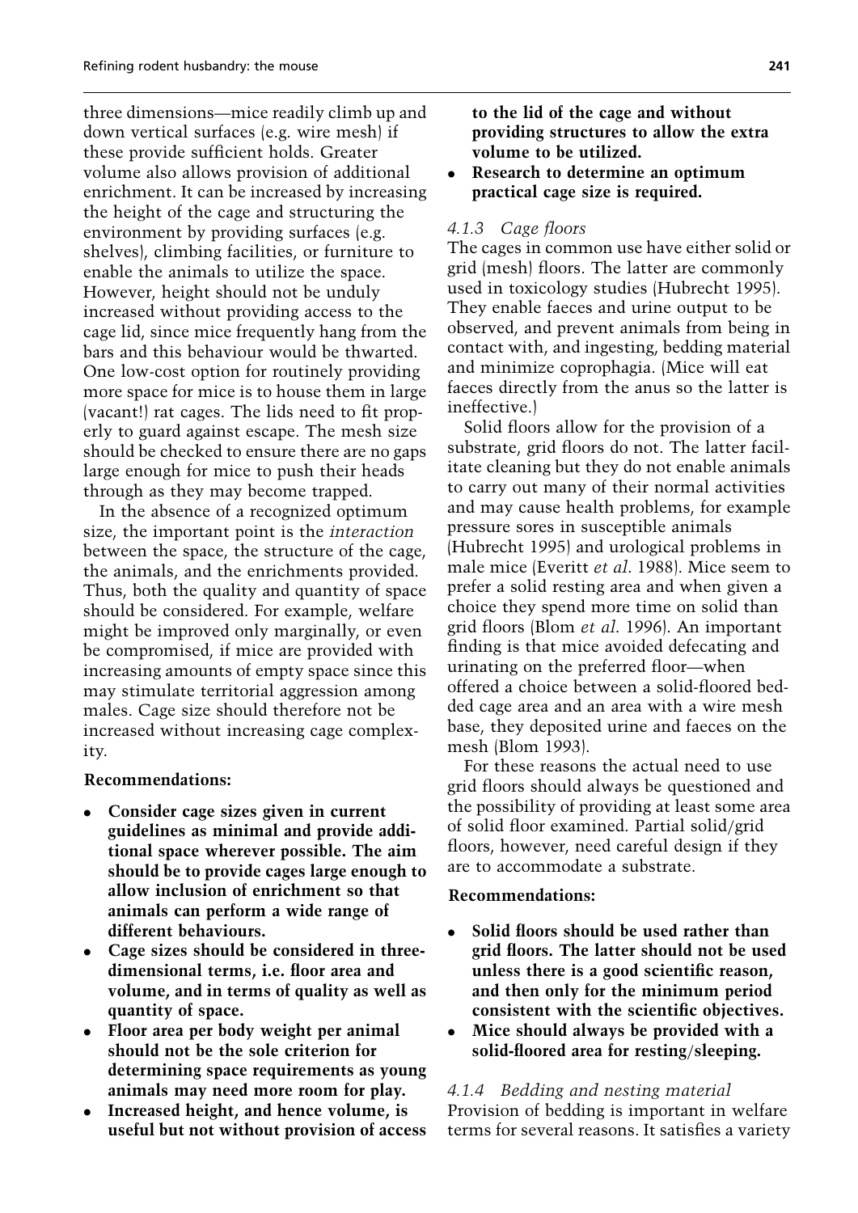three dimensions—mice readily climb up and down vertical surfaces (e.g. wire mesh) if these provide sufficient holds. Greater volume also allows provision of additional enrichment. It can be increased by increasing the height of the cage and structuring the environment by providing surfaces (e.g. shelves), climbing facilities, or furniture to enable the animals to utilize the space. However, height should not be unduly increased without providing access to the cage lid, since mice frequently hang from the bars and this behaviour would be thwarted. One low-cost option for routinely providing more space for mice is to house them in large (vacant!) rat cages. The lids need to fit properly to guard against escape. The mesh size should be checked to ensure there are no gaps large enough for mice to push their heads through as they may become trapped.

In the absence of a recognized optimum size, the important point is the *interaction* between the space, the structure of the cage, the animals, and the enrichments provided. Thus, both the quality and quantity of space should be considered. For example, welfare might be improved only marginally, or even be compromised, if mice are provided with increasing amounts of empty space since this may stimulate territorial aggression among males. Cage size should therefore not be increased without increasing cage complexity.

**Recommendations:**

- **Consider cage sizes given in current guidelines as minimal and provide additional space wherever possible. The aim should be to provide cages large enough to allow inclusion of enrichment so that animals can perform a wide range of different behaviours.**
- **Cage sizes should be considered in three-dimensional terms, i.e. floor area and volume, and in terms of quality as well as quantity of space.**
- **Floor area per body weight per animal should not be the sole criterion for determining space requirements as young animals may need more room for play.**
- **Increased height, and hence volume, is useful but not without provision of access to the lid of the cage and without providing structures to allow the extra volume to be utilized.**
- **Research to determine an optimum practical cage size is required.**

### *4.1.3 Cage floors*

The cages in common use have either solid or grid (mesh) floors. The latter are commonly used in toxicology studies (Hubrecht 1995). They enable faeces and urine output to be observed, and prevent animals from being in contact with, and ingesting, bedding material and minimize coprophagia. (Mice will eat faeces directly from the anus so the latter is ineffective.)

Solid floors allow for the provision of a substrate, grid floors do not. The latter facilitate cleaning but they do not enable animals to carry out many of their normal activities and may cause health problems, for example pressure sores in susceptible animals (Hubrecht 1995) and urological problems in male mice (Everitt *et al*. 1988). Mice seem to prefer a solid resting area and when given a choice they spend more time on solid than grid floors (Blom *et al*. 1996). An important finding is that mice avoided defecating and urinating on the preferred floor—when offered a choice between a solid-floored bedded cage area and an area with a wire mesh base, they deposited urine and faeces on the mesh (Blom 1993).

For these reasons the actual need to use grid floors should always be questioned and the possibility of providing at least some area of solid floor examined. Partial solid/grid floors, however, need careful design if they are to accommodate a substrate.

**Recommendations:**

- **Solid floors should be used rather than grid floors. The latter should not be used unless there is a good scientific reason, and then only for the minimum period consistent with the scientific objectives.**
- **Mice should always be provided with a solid-floored area for resting/sleeping.**

### *4.1.4 Bedding and nesting material*

Provision of bedding is important in welfare terms for several reasons. It satisfies a variety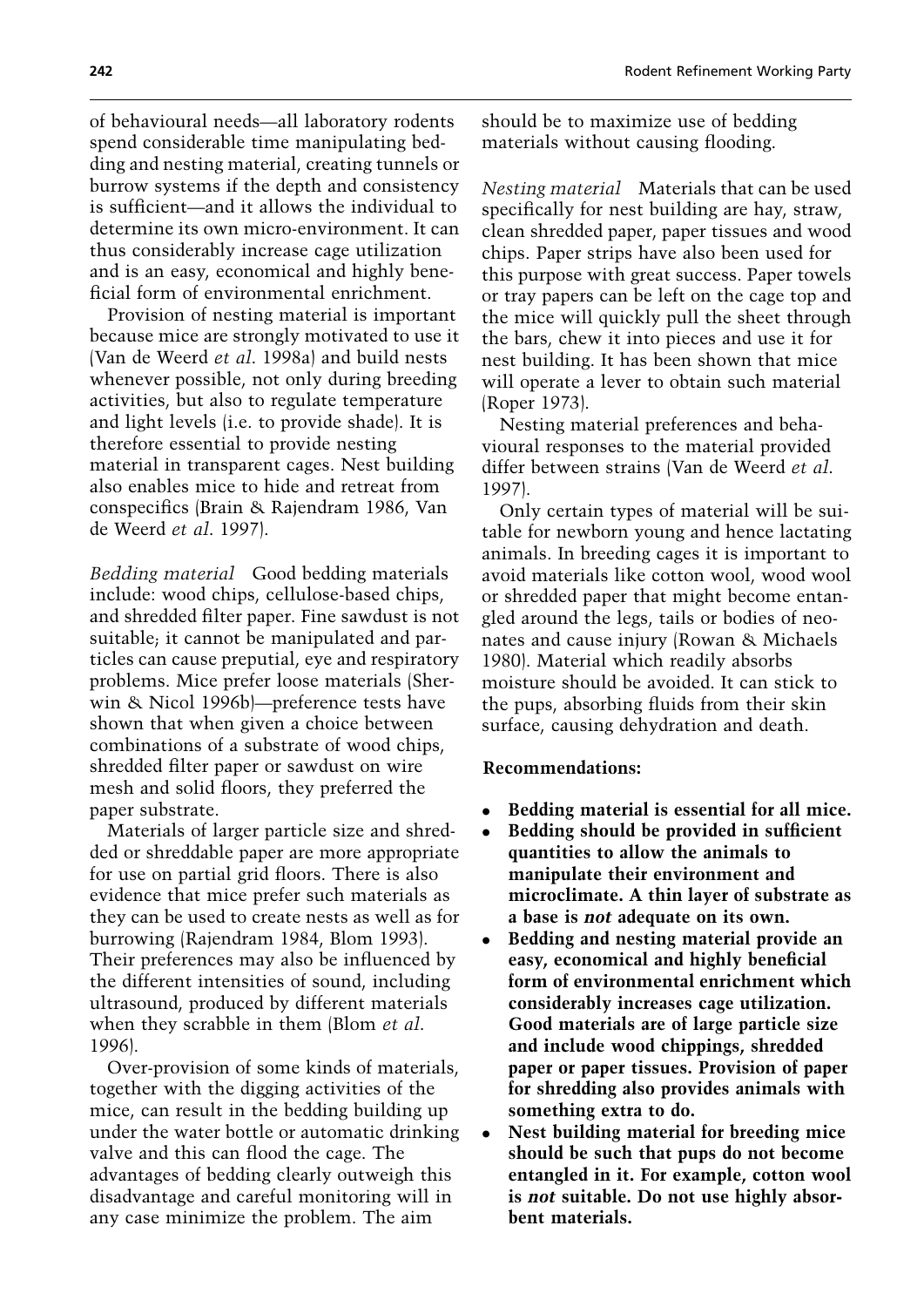of behavioural needs—all laboratory rodents spend considerable time manipulating bedding and nesting material, creating tunnels or burrow systems if the depth and consistency is sufficient—and it allows the individual to determine its own micro-environment. It can thus considerably increase cage utilization and is an easy, economical and highly beneficial form of environmental enrichment.

Provision of nesting material is important because mice are strongly motivated to use it (Van de Weerd *et al*. 1998a) and build nests whenever possible, not only during breeding activities, but also to regulate temperature and light levels (i.e. to provide shade). It is therefore essential to provide nesting material in transparent cages. Nest building also enables mice to hide and retreat from conspecifics (Brain & Rajendram 1986, Van de Weerd *et al*. 1997).

*Bedding material* Good bedding materials include: wood chips, cellulose-based chips, and shredded filter paper. Fine sawdust is not suitable; it cannot be manipulated and particles can cause preputial, eye and respiratory problems. Mice prefer loose materials (Sherwin & Nicol 1996b)—preference tests have shown that when given a choice between combinations of a substrate of wood chips, shredded filter paper or sawdust on wire mesh and solid floors, they preferred the paper substrate.

Materials of larger particle size and shredded or shreddable paper are more appropriate for use on partial grid floors. There is also evidence that mice prefer such materials as they can be used to create nests as well as for burrowing (Rajendram 1984, Blom 1993). Their preferences may also be influenced by the different intensities of sound, including ultrasound, produced by different materials when they scrabble in them (Blom *et al*. 1996).

Over-provision of some kinds of materials, together with the digging activities of the mice, can result in the bedding building up under the water bottle or automatic drinking valve and this can flood the cage. The advantages of bedding clearly outweigh this disadvantage and careful monitoring will in any case minimize the problem. The aim should be to maximize use of bedding materials without causing flooding.

*Nesting material* Materials that can be used specifically for nest building are hay, straw, clean shredded paper, paper tissues and wood chips. Paper strips have also been used for this purpose with great success. Paper towels or tray papers can be left on the cage top and the mice will quickly pull the sheet through the bars, chew it into pieces and use it for nest building. It has been shown that mice will operate a lever to obtain such material (Roper 1973).

Nesting material preferences and behavioural responses to the material provided differ between strains (Van de Weerd *et al*. 1997).

Only certain types of material will be suitable for newborn young and hence lactating animals. In breeding cages it is important to avoid materials like cotton wool, wood wool or shredded paper that might become entangled around the legs, tails or bodies of neonates and cause injury (Rowan & Michaels 1980). Material which readily absorbs moisture should be avoided. It can stick to the pups, absorbing fluids from their skin surface, causing dehydration and death.

**Recommendations:**

- **Bedding material is essential for all mice.**
- **Bedding should be provided in sufficient quantities to allow the animals to manipulate their environment and microclimate. A thin layer of substrate as a base is *not* adequate on its own.**
- **Bedding and nesting material provide an easy, economical and highly beneficial form of environmental enrichment which considerably increases cage utilization. Good materials are of large particle size and include wood chippings, shredded paper or paper tissues. Provision of paper for shredding also provides animals with something extra to do.**
- **Nest building material for breeding mice should be such that pups do not become entangled in it. For example, cotton wool is *not* suitable. Do not use highly absorbent materials.**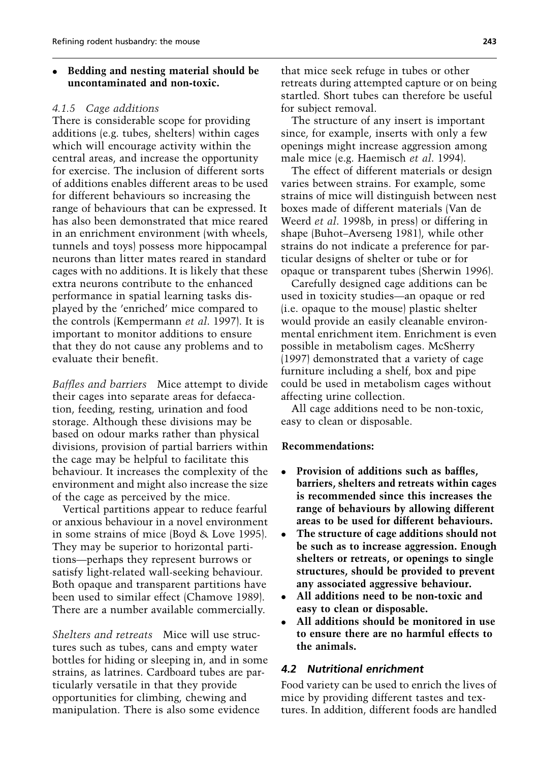- **Bedding and nesting material should be uncontaminated and non-toxic.**

*4.1.5 Cage additions*

There is considerable scope for providing additions (e.g. tubes, shelters) within cages which will encourage activity within the central areas, and increase the opportunity for exercise. The inclusion of different sorts of additions enables different areas to be used for different behaviours so increasing the range of behaviours that can be expressed. It has also been demonstrated that mice reared in an enrichment environment (with wheels, tunnels and toys) possess more hippocampal neurons than litter mates reared in standard cages with no additions. It is likely that these extra neurons contribute to the enhanced performance in spatial learning tasks displayed by the 'enriched' mice compared to the controls (Kempermann *et al*. 1997). It is important to monitor additions to ensure that they do not cause any problems and to evaluate their benefit.

*Baffles and barriers* Mice attempt to divide their cages into separate areas for defaecation, feeding, resting, urination and food storage. Although these divisions may be based on odour marks rather than physical divisions, provision of partial barriers within the cage may be helpful to facilitate this behaviour. It increases the complexity of the environment and might also increase the size of the cage as perceived by the mice.

Vertical partitions appear to reduce fearful or anxious behaviour in a novel environment in some strains of mice (Boyd & Love 1995). They may be superior to horizontal partitions—perhaps they represent burrows or satisfy light-related wall-seeking behaviour. Both opaque and transparent partitions have been used to similar effect (Chamove 1989). There are a number available commercially.

*Shelters and retreats* Mice will use structures such as tubes, cans and empty water bottles for hiding or sleeping in, and in some strains, as latrines. Cardboard tubes are particularly versatile in that they provide opportunities for climbing, chewing and manipulation. There is also some evidence that mice seek refuge in tubes or other retreats during attempted capture or on being startled. Short tubes can therefore be useful for subject removal.

The structure of any insert is important since, for example, inserts with only a few openings might increase aggression among male mice (e.g. Haemisch *et al*. 1994).

The effect of different materials or design varies between strains. For example, some strains of mice will distinguish between nest boxes made of different materials (Van de Weerd *et al*. 1998b, in press) or differing in shape (Buhot–Averseng 1981), while other strains do not indicate a preference for particular designs of shelter or tube or for opaque or transparent tubes (Sherwin 1996).

Carefully designed cage additions can be used in toxicity studies—an opaque or red (i.e. opaque to the mouse) plastic shelter would provide an easily cleanable environmental enrichment item. Enrichment is even possible in metabolism cages. McSherry (1997) demonstrated that a variety of cage furniture including a shelf, box and pipe could be used in metabolism cages without affecting urine collection.

All cage additions need to be non-toxic, easy to clean or disposable.

**Recommendations:**

- **Provision of additions such as baffles, barriers, shelters and retreats within cages is recommended since this increases the range of behaviours by allowing different areas to be used for different behaviours.**
- **The structure of cage additions should not be such as to increase aggression. Enough shelters or retreats, or openings to single structures, should be provided to prevent any associated aggressive behaviour.**
- **All additions need to be non-toxic and easy to clean or disposable.**
- **All additions should be monitored in use to ensure there are no harmful effects to the animals.**

### 4.2 Nutritional enrichment

Food variety can be used to enrich the lives of mice by providing different tastes and textures. In addition, different foods are handled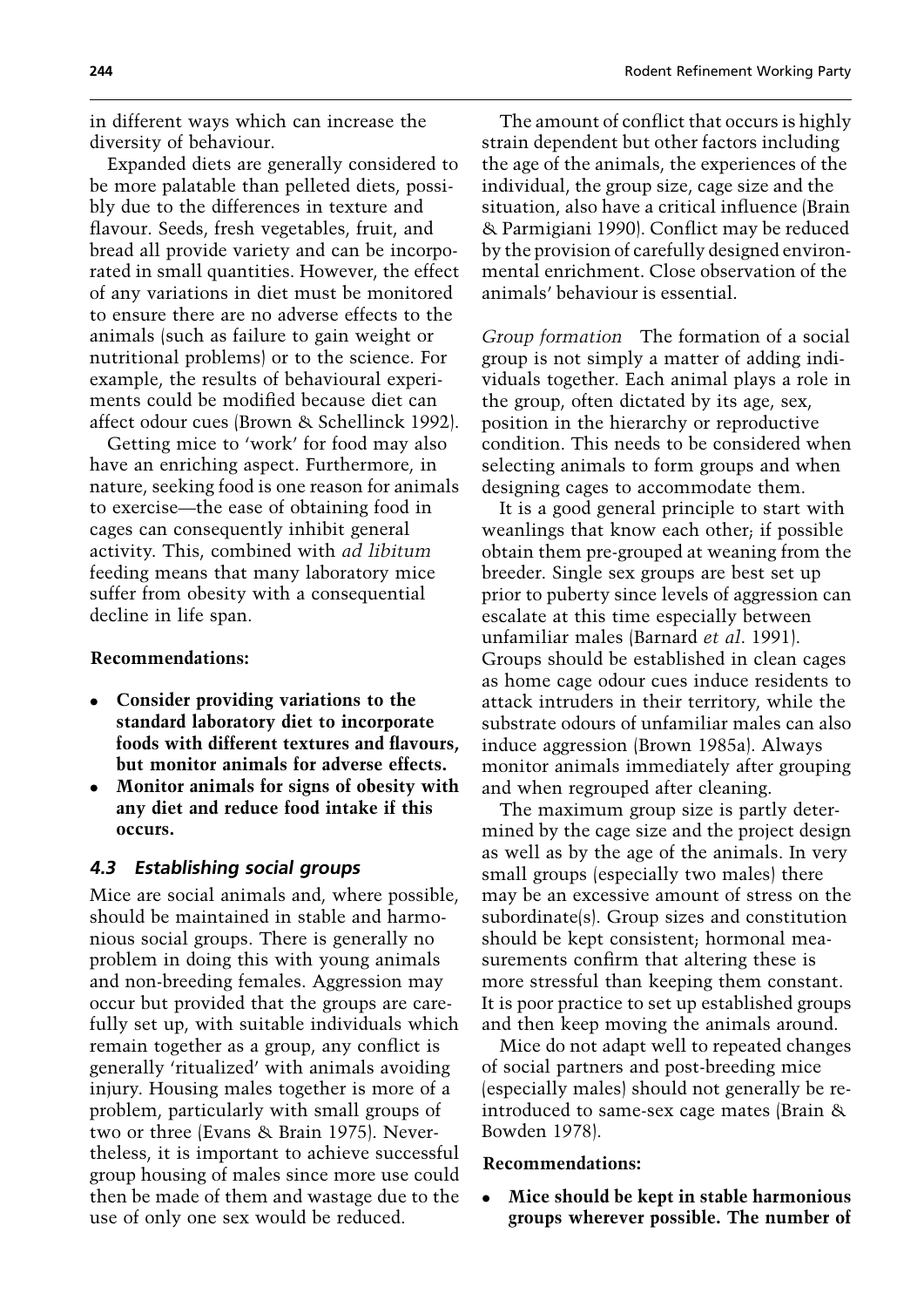in different ways which can increase the diversity of behaviour.

Expanded diets are generally considered to be more palatable than pelleted diets, possibly due to the differences in texture and flavour. Seeds, fresh vegetables, fruit, and bread all provide variety and can be incorporated in small quantities. However, the effect of any variations in diet must be monitored to ensure there are no adverse effects to the animals (such as failure to gain weight or nutritional problems) or to the science. For example, the results of behavioural experiments could be modified because diet can affect odour cues (Brown & Schellinck 1992).

Getting mice to 'work' for food may also have an enriching aspect. Furthermore, in nature, seeking food is one reason for animals to exercise—the ease of obtaining food in cages can consequently inhibit general activity. This, combined with *ad libitum* feeding means that many laboratory mice suffer from obesity with a consequential decline in life span.

**Recommendations:**

- **Consider providing variations to the standard laboratory diet to incorporate foods with different textures and flavours, but monitor animals for adverse effects.**
- **Monitor animals for signs of obesity with any diet and reduce food intake if this occurs.**

### *4.3 Establishing social groups*

Mice are social animals and, where possible, should be maintained in stable and harmonious social groups. There is generally no problem in doing this with young animals and non-breeding females. Aggression may occur but provided that the groups are carefully set up, with suitable individuals which remain together as a group, any conflict is generally 'ritualized' with animals avoiding injury. Housing males together is more of a problem, particularly with small groups of two or three (Evans & Brain 1975). Nevertheless, it is important to achieve successful group housing of males since more use could then be made of them and wastage due to the use of only one sex would be reduced.

The amount of conflict that occurs is highly strain dependent but other factors including the age of the animals, the experiences of the individual, the group size, cage size and the situation, also have a critical influence (Brain & Parmigiani 1990). Conflict may be reduced by the provision of carefully designed environmental enrichment. Close observation of the animals' behaviour is essential.

*Group formation* The formation of a social group is not simply a matter of adding individuals together. Each animal plays a role in the group, often dictated by its age, sex, position in the hierarchy or reproductive condition. This needs to be considered when selecting animals to form groups and when designing cages to accommodate them.

It is a good general principle to start with weanlings that know each other; if possible obtain them pre-grouped at weaning from the breeder. Single sex groups are best set up prior to puberty since levels of aggression can escalate at this time especially between unfamiliar males (Barnard *et al*. 1991). Groups should be established in clean cages as home cage odour cues induce residents to attack intruders in their territory, while the substrate odours of unfamiliar males can also induce aggression (Brown 1985a). Always monitor animals immediately after grouping and when regrouped after cleaning.

The maximum group size is partly determined by the cage size and the project design as well as by the age of the animals. In very small groups (especially two males) there may be an excessive amount of stress on the subordinate(s). Group sizes and constitution should be kept consistent; hormonal measurements confirm that altering these is more stressful than keeping them constant. It is poor practice to set up established groups and then keep moving the animals around.

Mice do not adapt well to repeated changes of social partners and post-breeding mice (especially males) should not generally be re-introduced to same-sex cage mates (Brain & Bowden 1978).

**Recommendations:**

- **Mice should be kept in stable harmonious groups wherever possible. The number of**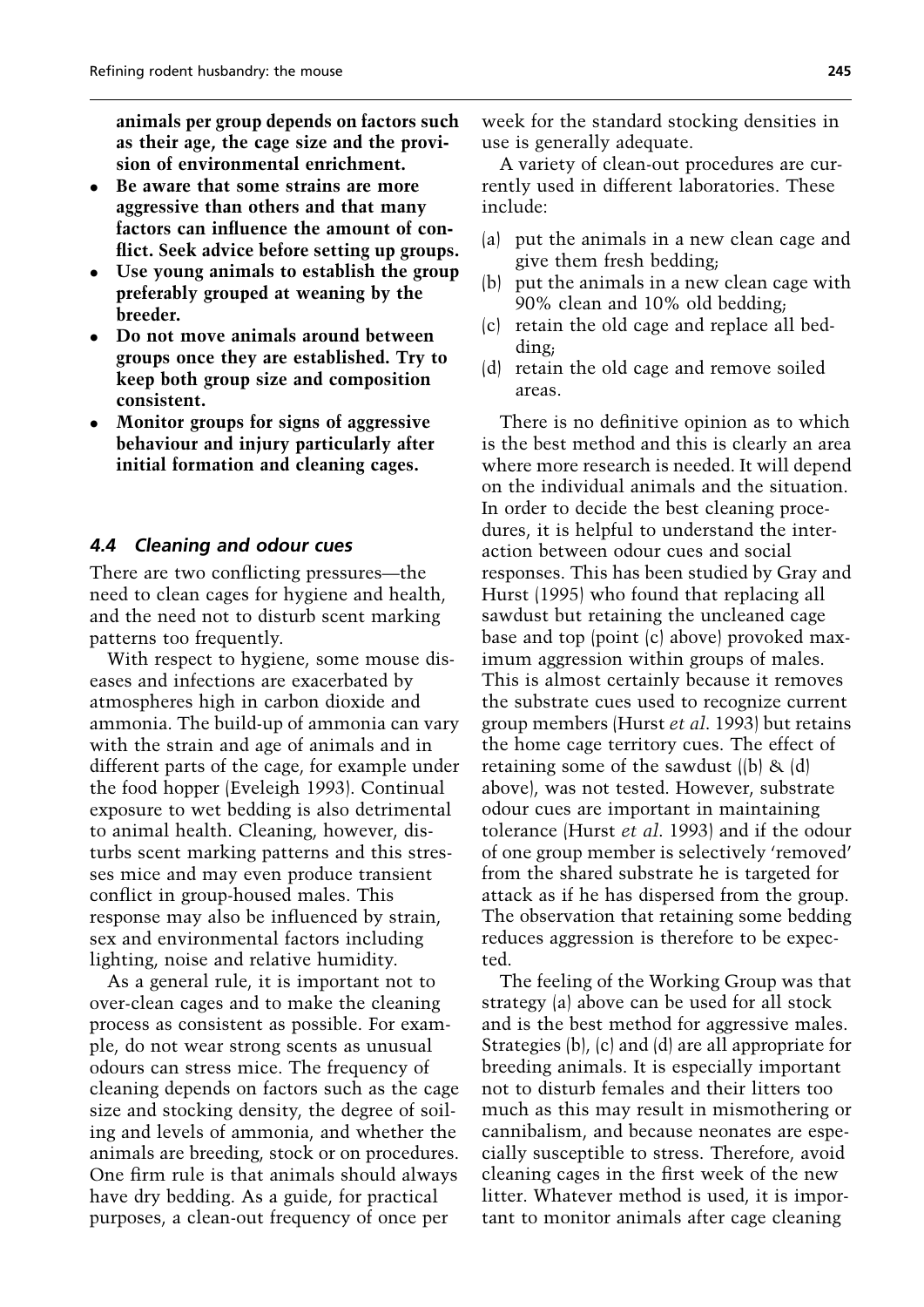**animals per group depends on factors such as their age, the cage size and the provision of environmental enrichment.**

- **Be aware that some strains are more aggressive than others and that many factors can influence the amount of conflict. Seek advice before setting up groups.**
- **Use young animals to establish the group preferably grouped at weaning by the breeder.**
- **Do not move animals around between groups once they are established. Try to keep both group size and composition consistent.**
- **Monitor groups for signs of aggressive behaviour and injury particularly after initial formation and cleaning cages.**

### *4.4 Cleaning and odour cues*

There are two conflicting pressures—the need to clean cages for hygiene and health, and the need not to disturb scent marking patterns too frequently.

With respect to hygiene, some mouse diseases and infections are exacerbated by atmospheres high in carbon dioxide and ammonia. The build-up of ammonia can vary with the strain and age of animals and in different parts of the cage, for example under the food hopper (Eveleigh 1993). Continual exposure to wet bedding is also detrimental to animal health. Cleaning, however, disturbs scent marking patterns and this stresses mice and may even produce transient conflict in group-housed males. This response may also be influenced by strain, sex and environmental factors including lighting, noise and relative humidity.

As a general rule, it is important not to over-clean cages and to make the cleaning process as consistent as possible. For example, do not wear strong scents as unusual odours can stress mice. The frequency of cleaning depends on factors such as the cage size and stocking density, the degree of soiling and levels of ammonia, and whether the animals are breeding, stock or on procedures. One firm rule is that animals should always have dry bedding. As a guide, for practical purposes, a clean-out frequency of once per week for the standard stocking densities in use is generally adequate.

A variety of clean-out procedures are currently used in different laboratories. These include:

(a) put the animals in a new clean cage and give them fresh bedding;
(b) put the animals in a new clean cage with 90% clean and 10% old bedding;
(c) retain the old cage and replace all bedding;
(d) retain the old cage and remove soiled areas.

There is no definitive opinion as to which is the best method and this is clearly an area where more research is needed. It will depend on the individual animals and the situation. In order to decide the best cleaning procedures, it is helpful to understand the interaction between odour cues and social responses. This has been studied by Gray and Hurst (1995) who found that replacing all sawdust but retaining the uncleaned cage base and top (point (c) above) provoked maximum aggression within groups of males. This is almost certainly because it removes the substrate cues used to recognize current group members (Hurst *et al*. 1993) but retains the home cage territory cues. The effect of retaining some of the sawdust ((b) & (d) above), was not tested. However, substrate odour cues are important in maintaining tolerance (Hurst *et al*. 1993) and if the odour of one group member is selectively 'removed' from the shared substrate he is targeted for attack as if he has dispersed from the group. The observation that retaining some bedding reduces aggression is therefore to be expected.

The feeling of the Working Group was that strategy (a) above can be used for all stock and is the best method for aggressive males. Strategies (b), (c) and (d) are all appropriate for breeding animals. It is especially important not to disturb females and their litters too much as this may result in mismothering or cannibalism, and because neonates are especially susceptible to stress. Therefore, avoid cleaning cages in the first week of the new litter. Whatever method is used, it is important to monitor animals after cage cleaning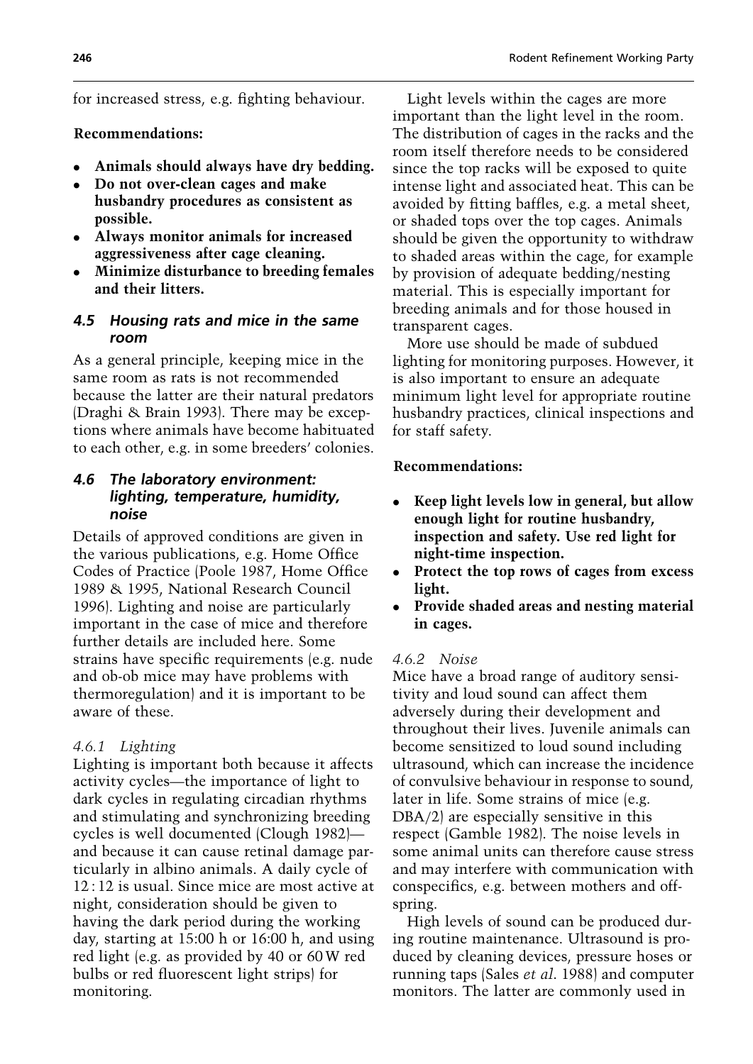for increased stress, e.g. fighting behaviour.

**Recommendations:**

- **Animals should always have dry bedding.**
- **Do not over-clean cages and make husbandry procedures as consistent as possible.**
- **Always monitor animals for increased aggressiveness after cage cleaning.**
- **Minimize disturbance to breeding females and their litters.**

### *4.5 Housing rats and mice in the same room*

As a general principle, keeping mice in the same room as rats is not recommended because the latter are their natural predators (Draghi & Brain 1993). There may be exceptions where animals have become habituated to each other, e.g. in some breeders' colonies.

### *4.6 The laboratory environment: lighting, temperature, humidity, noise*

Details of approved conditions are given in the various publications, e.g. Home Office Codes of Practice (Poole 1987, Home Office 1989 & 1995, National Research Council 1996). Lighting and noise are particularly important in the case of mice and therefore further details are included here. Some strains have specific requirements (e.g. nude and ob-ob mice may have problems with thermoregulation) and it is important to be aware of these.

#### *4.6.1 Lighting*

Lighting is important both because it affects activity cycles—the importance of light to dark cycles in regulating circadian rhythms and stimulating and synchronizing breeding cycles is well documented (Clough 1982)—and because it can cause retinal damage particularly in albino animals. A daily cycle of 12 : 12 is usual. Since mice are most active at night, consideration should be given to having the dark period during the working day, starting at 15:00 h or 16:00 h, and using red light (e.g. as provided by 40 or 60 W red bulbs or red fluorescent light strips) for monitoring.

Light levels within the cages are more important than the light level in the room. The distribution of cages in the racks and the room itself therefore needs to be considered since the top racks will be exposed to quite intense light and associated heat. This can be avoided by fitting baffles, e.g. a metal sheet, or shaded tops over the top cages. Animals should be given the opportunity to withdraw to shaded areas within the cage, for example by provision of adequate bedding/nesting material. This is especially important for breeding animals and for those housed in transparent cages.

More use should be made of subdued lighting for monitoring purposes. However, it is also important to ensure an adequate minimum light level for appropriate routine husbandry practices, clinical inspections and for staff safety.

**Recommendations:**

- **Keep light levels low in general, but allow enough light for routine husbandry, inspection and safety. Use red light for night-time inspection.**
- **Protect the top rows of cages from excess light.**
- **Provide shaded areas and nesting material in cages.**

#### *4.6.2 Noise*

Mice have a broad range of auditory sensitivity and loud sound can affect them adversely during their development and throughout their lives. Juvenile animals can become sensitized to loud sound including ultrasound, which can increase the incidence of convulsive behaviour in response to sound, later in life. Some strains of mice (e.g. DBA/2) are especially sensitive in this respect (Gamble 1982). The noise levels in some animal units can therefore cause stress and may interfere with communication with conspecifics, e.g. between mothers and offspring.

High levels of sound can be produced during routine maintenance. Ultrasound is produced by cleaning devices, pressure hoses or running taps (Sales *et al*. 1988) and computer monitors. The latter are commonly used in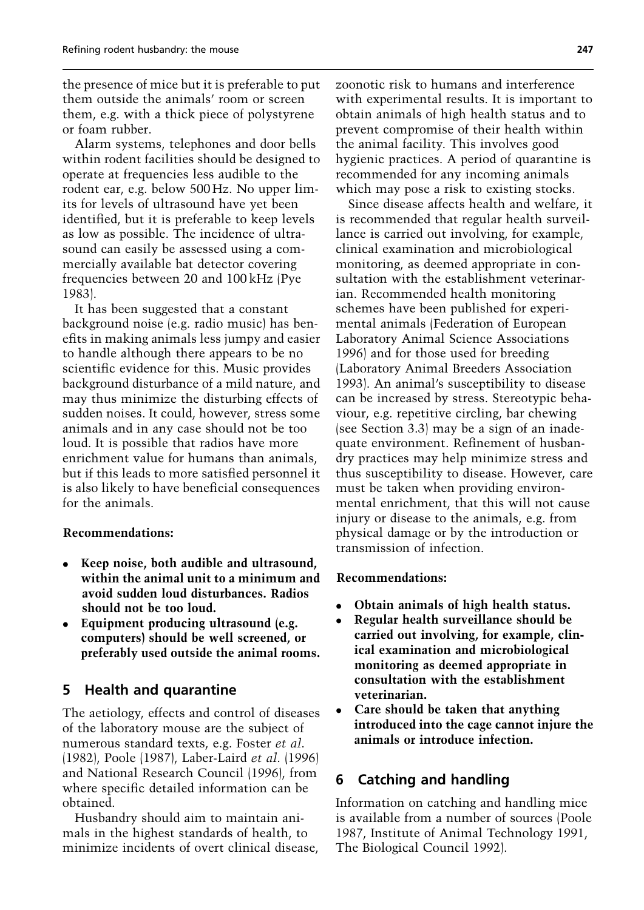the presence of mice but it is preferable to put them outside the animals' room or screen them, e.g. with a thick piece of polystyrene or foam rubber.

Alarm systems, telephones and door bells within rodent facilities should be designed to operate at frequencies less audible to the rodent ear, e.g. below 500 Hz. No upper limits for levels of ultrasound have yet been identified, but it is preferable to keep levels as low as possible. The incidence of ultrasound can easily be assessed using a commercially available bat detector covering frequencies between 20 and 100 kHz (Pye 1983).

It has been suggested that a constant background noise (e.g. radio music) has benefits in making animals less jumpy and easier to handle although there appears to be no scientific evidence for this. Music provides background disturbance of a mild nature, and may thus minimize the disturbing effects of sudden noises. It could, however, stress some animals and in any case should not be too loud. It is possible that radios have more enrichment value for humans than animals, but if this leads to more satisfied personnel it is also likely to have beneficial consequences for the animals.

**Recommendations:**

- **Keep noise, both audible and ultrasound, within the animal unit to a minimum and avoid sudden loud disturbances. Radios should not be too loud.**
- **Equipment producing ultrasound (e.g. computers) should be well screened, or preferably used outside the animal rooms.**

## 5 Health and quarantine

The aetiology, effects and control of diseases of the laboratory mouse are the subject of numerous standard texts, e.g. Foster *et al.* (1982), Poole (1987), Laber-Laird *et al.* (1996) and National Research Council (1996), from where specific detailed information can be obtained.

Husbandry should aim to maintain animals in the highest standards of health, to minimize incidents of overt clinical disease, zoonotic risk to humans and interference with experimental results. It is important to obtain animals of high health status and to prevent compromise of their health within the animal facility. This involves good hygienic practices. A period of quarantine is recommended for any incoming animals which may pose a risk to existing stocks.

Since disease affects health and welfare, it is recommended that regular health surveillance is carried out involving, for example, clinical examination and microbiological monitoring, as deemed appropriate in consultation with the establishment veterinarian. Recommended health monitoring schemes have been published for experimental animals (Federation of European Laboratory Animal Science Associations 1996) and for those used for breeding (Laboratory Animal Breeders Association 1993). An animal's susceptibility to disease can be increased by stress. Stereotypic behaviour, e.g. repetitive circling, bar chewing (see Section 3.3) may be a sign of an inadequate environment. Refinement of husbandry practices may help minimize stress and thus susceptibility to disease. However, care must be taken when providing environmental enrichment, that this will not cause injury or disease to the animals, e.g. from physical damage or by the introduction or transmission of infection.

**Recommendations:**

- **Obtain animals of high health status.**
- **Regular health surveillance should be carried out involving, for example, clinical examination and microbiological monitoring as deemed appropriate in consultation with the establishment veterinarian.**
- **Care should be taken that anything introduced into the cage cannot injure the animals or introduce infection.**

## 6 Catching and handling

Information on catching and handling mice is available from a number of sources (Poole 1987, Institute of Animal Technology 1991, The Biological Council 1992).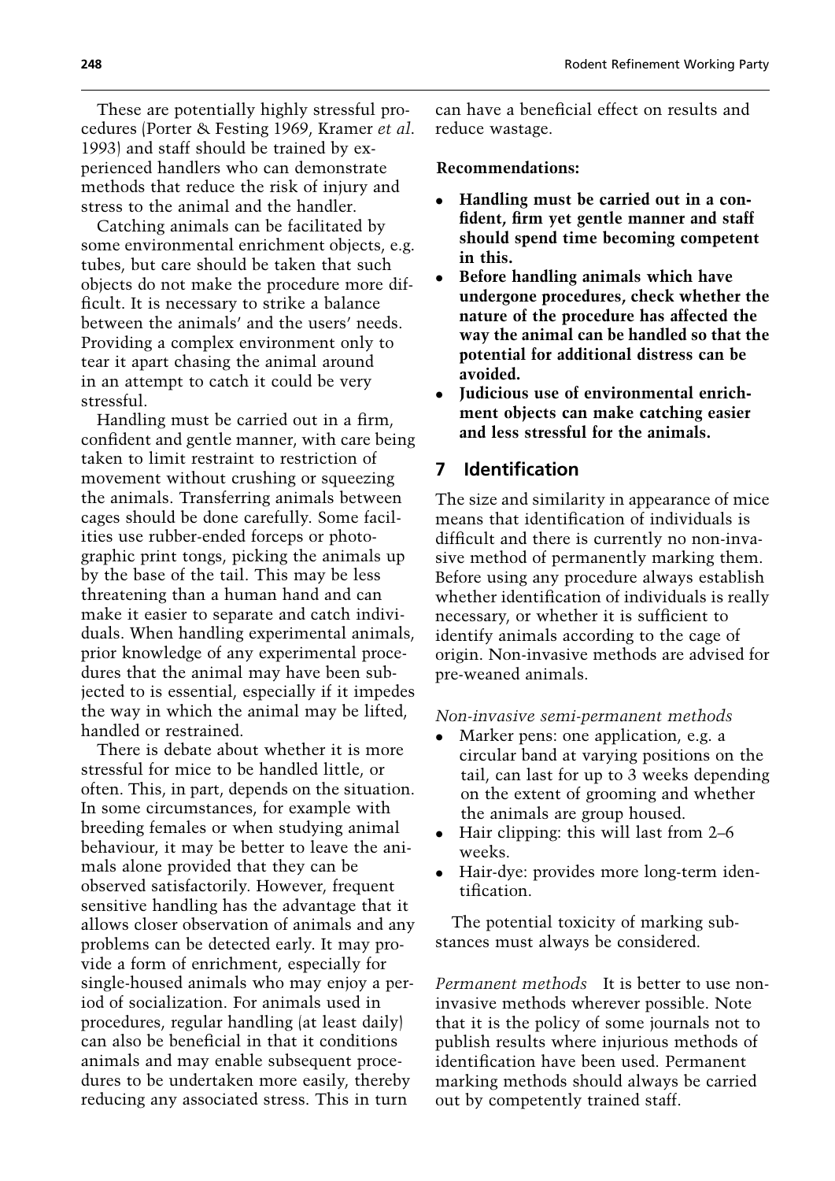These are potentially highly stressful procedures (Porter & Festing 1969, Kramer *et al*. 1993) and staff should be trained by experienced handlers who can demonstrate methods that reduce the risk of injury and stress to the animal and the handler.

Catching animals can be facilitated by some environmental enrichment objects, e.g. tubes, but care should be taken that such objects do not make the procedure more difficult. It is necessary to strike a balance between the animals' and the users' needs. Providing a complex environment only to tear it apart chasing the animal around in an attempt to catch it could be very stressful.

Handling must be carried out in a firm, confident and gentle manner, with care being taken to limit restraint to restriction of movement without crushing or squeezing the animals. Transferring animals between cages should be done carefully. Some facilities use rubber-ended forceps or photographic print tongs, picking the animals up by the base of the tail. This may be less threatening than a human hand and can make it easier to separate and catch individuals. When handling experimental animals, prior knowledge of any experimental procedures that the animal may have been subjected to is essential, especially if it impedes the way in which the animal may be lifted, handled or restrained.

There is debate about whether it is more stressful for mice to be handled little, or often. This, in part, depends on the situation. In some circumstances, for example with breeding females or when studying animal behaviour, it may be better to leave the animals alone provided that they can be observed satisfactorily. However, frequent sensitive handling has the advantage that it allows closer observation of animals and any problems can be detected early. It may provide a form of enrichment, especially for single-housed animals who may enjoy a period of socialization. For animals used in procedures, regular handling (at least daily) can also be beneficial in that it conditions animals and may enable subsequent procedures to be undertaken more easily, thereby reducing any associated stress. This in turn can have a beneficial effect on results and reduce wastage.

**Recommendations:**

- **Handling must be carried out in a confident, firm yet gentle manner and staff should spend time becoming competent in this.**
- **Before handling animals which have undergone procedures, check whether the nature of the procedure has affected the way the animal can be handled so that the potential for additional distress can be avoided.**
- **Judicious use of environmental enrichment objects can make catching easier and less stressful for the animals.**

## 7 Identification

The size and similarity in appearance of mice means that identification of individuals is difficult and there is currently no non-invasive method of permanently marking them. Before using any procedure always establish whether identification of individuals is really necessary, or whether it is sufficient to identify animals according to the cage of origin. Non-invasive methods are advised for pre-weaned animals.

*Non-invasive semi-permanent methods*

- Marker pens: one application, e.g. a circular band at varying positions on the tail, can last for up to 3 weeks depending on the extent of grooming and whether the animals are group housed.
- Hair clipping: this will last from 2–6 weeks.
- Hair-dye: provides more long-term identification.

The potential toxicity of marking substances must always be considered.

*Permanent methods* It is better to use non-invasive methods wherever possible. Note that it is the policy of some journals not to publish results where injurious methods of identification have been used. Permanent marking methods should always be carried out by competently trained staff.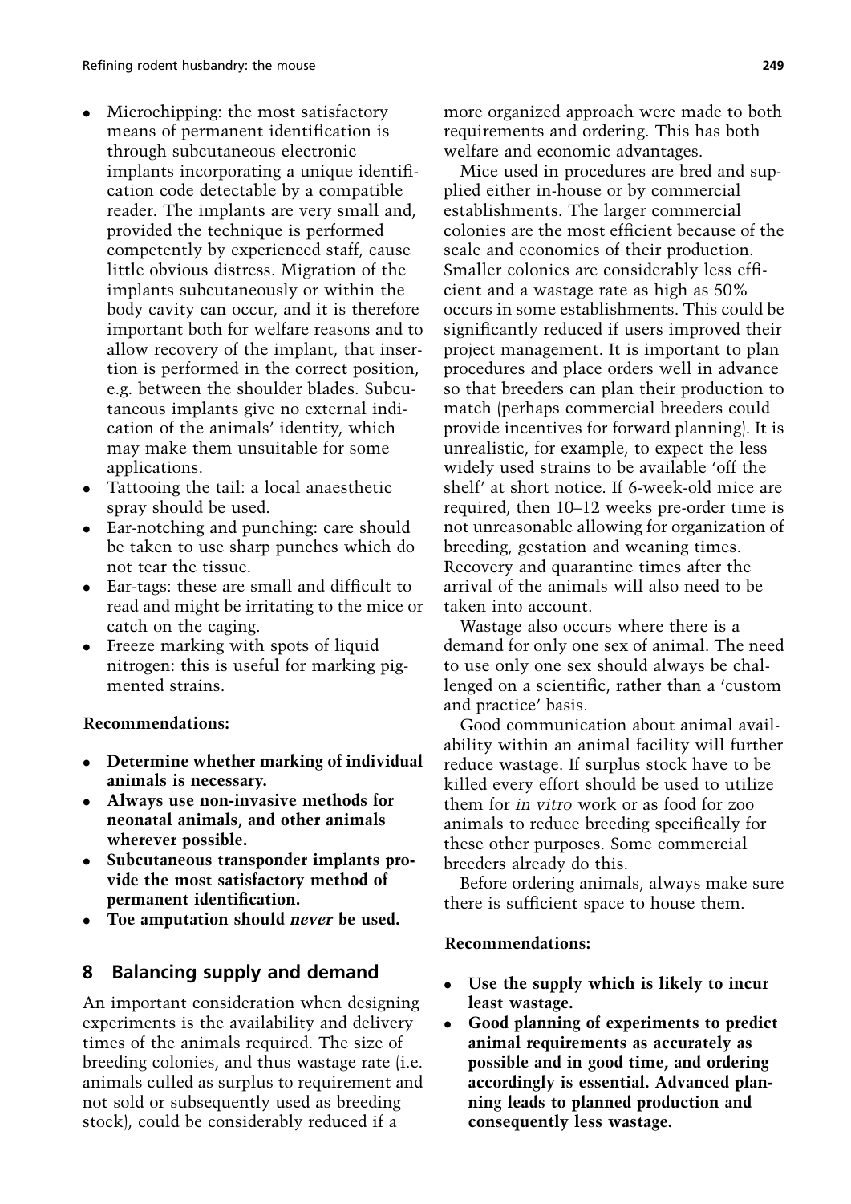- Microchipping: the most satisfactory means of permanent identification is through subcutaneous electronic implants incorporating a unique identification code detectable by a compatible reader. The implants are very small and, provided the technique is performed competently by experienced staff, cause little obvious distress. Migration of the implants subcutaneously or within the body cavity can occur, and it is therefore important both for welfare reasons and to allow recovery of the implant, that insertion is performed in the correct position, e.g. between the shoulder blades. Subcutaneous implants give no external indication of the animals' identity, which may make them unsuitable for some applications.
- Tattooing the tail: a local anaesthetic spray should be used.
- Ear-notching and punching: care should be taken to use sharp punches which do not tear the tissue.
- Ear-tags: these are small and difficult to read and might be irritating to the mice or catch on the caging.
- Freeze marking with spots of liquid nitrogen: this is useful for marking pigmented strains.

**Recommendations:**

- **Determine whether marking of individual animals is necessary.**
- **Always use non-invasive methods for neonatal animals, and other animals wherever possible.**
- **Subcutaneous transponder implants provide the most satisfactory method of permanent identification.**
- **Toe amputation should *never* be used.**

## 8 Balancing supply and demand

An important consideration when designing experiments is the availability and delivery times of the animals required. The size of breeding colonies, and thus wastage rate (i.e. animals culled as surplus to requirement and not sold or subsequently used as breeding stock), could be considerably reduced if a more organized approach were made to both requirements and ordering. This has both welfare and economic advantages.

Mice used in procedures are bred and supplied either in-house or by commercial establishments. The larger commercial colonies are the most efficient because of the scale and economics of their production. Smaller colonies are considerably less efficient and a wastage rate as high as 50% occurs in some establishments. This could be significantly reduced if users improved their project management. It is important to plan procedures and place orders well in advance so that breeders can plan their production to match (perhaps commercial breeders could provide incentives for forward planning). It is unrealistic, for example, to expect the less widely used strains to be available 'off the shelf' at short notice. If 6-week-old mice are required, then 10–12 weeks pre-order time is not unreasonable allowing for organization of breeding, gestation and weaning times. Recovery and quarantine times after the arrival of the animals will also need to be taken into account.

Wastage also occurs where there is a demand for only one sex of animal. The need to use only one sex should always be challenged on a scientific, rather than a 'custom and practice' basis.

Good communication about animal availability within an animal facility will further reduce wastage. If surplus stock have to be killed every effort should be used to utilize them for *in vitro* work or as food for zoo animals to reduce breeding specifically for these other purposes. Some commercial breeders already do this.

Before ordering animals, always make sure there is sufficient space to house them.

**Recommendations:**

- **Use the supply which is likely to incur least wastage.**
- **Good planning of experiments to predict animal requirements as accurately as possible and in good time, and ordering accordingly is essential. Advanced planning leads to planned production and consequently less wastage.**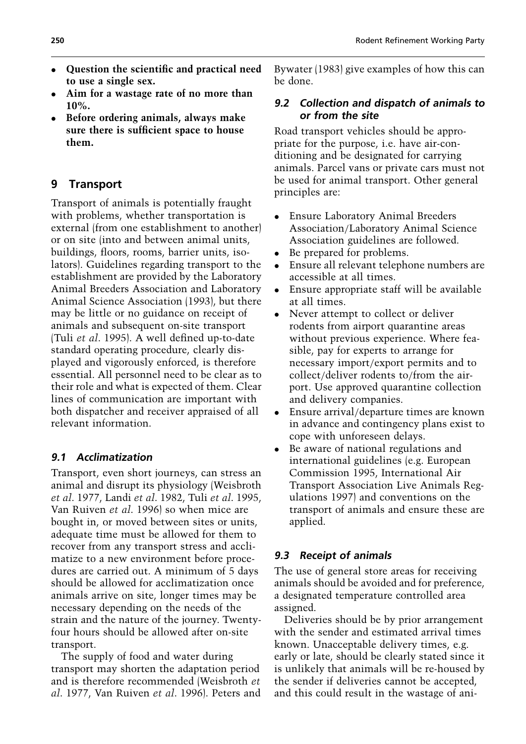- **Question the scientific and practical need to use a single sex.**
- **Aim for a wastage rate of no more than 10%.**
- **Before ordering animals, always make sure there is sufficient space to house them.**

## 9 Transport

Transport of animals is potentially fraught with problems, whether transportation is external (from one establishment to another) or on site (into and between animal units, buildings, floors, rooms, barrier units, isolators). Guidelines regarding transport to the establishment are provided by the Laboratory Animal Breeders Association and Laboratory Animal Science Association (1993), but there may be little or no guidance on receipt of animals and subsequent on-site transport (Tuli *et al*. 1995). A well defined up-to-date standard operating procedure, clearly displayed and vigorously enforced, is therefore essential. All personnel need to be clear as to their role and what is expected of them. Clear lines of communication are important with both dispatcher and receiver appraised of all relevant information.

### 9.1 Acclimatization

Transport, even short journeys, can stress an animal and disrupt its physiology (Weisbroth *et al*. 1977, Landi *et al*. 1982, Tuli *et al*. 1995, Van Ruiven *et al*. 1996) so when mice are bought in, or moved between sites or units, adequate time must be allowed for them to recover from any transport stress and acclimatize to a new environment before procedures are carried out. A minimum of 5 days should be allowed for acclimatization once animals arrive on site, longer times may be necessary depending on the needs of the strain and the nature of the journey. Twenty-four hours should be allowed after on-site transport.

The supply of food and water during transport may shorten the adaptation period and is therefore recommended (Weisbroth *et al*. 1977, Van Ruiven *et al*. 1996). Peters and Bywater (1983) give examples of how this can be done.

### 9.2 Collection and dispatch of animals to or from the site

Road transport vehicles should be appropriate for the purpose, i.e. have air-conditioning and be designated for carrying animals. Parcel vans or private cars must not be used for animal transport. Other general principles are:

- Ensure Laboratory Animal Breeders Association/Laboratory Animal Science Association guidelines are followed.
- Be prepared for problems.
- Ensure all relevant telephone numbers are accessible at all times.
- Ensure appropriate staff will be available at all times.
- Never attempt to collect or deliver rodents from airport quarantine areas without previous experience. Where feasible, pay for experts to arrange for necessary import/export permits and to collect/deliver rodents to/from the airport. Use approved quarantine collection and delivery companies.
- Ensure arrival/departure times are known in advance and contingency plans exist to cope with unforeseen delays.
- Be aware of national regulations and international guidelines (e.g. European Commission 1995, International Air Transport Association Live Animals Regulations 1997) and conventions on the transport of animals and ensure these are applied.

### 9.3 Receipt of animals

The use of general store areas for receiving animals should be avoided and for preference, a designated temperature controlled area assigned.

Deliveries should be by prior arrangement with the sender and estimated arrival times known. Unacceptable delivery times, e.g. early or late, should be clearly stated since it is unlikely that animals will be re-housed by the sender if deliveries cannot be accepted, and this could result in the wastage of ani-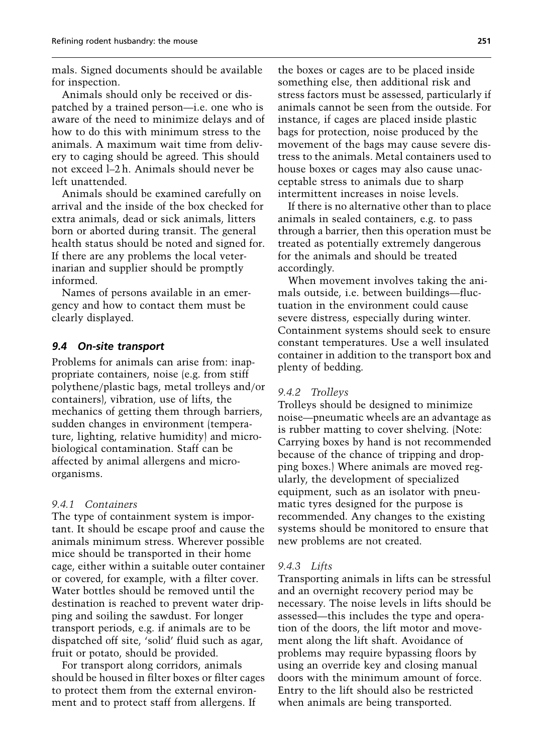mals. Signed documents should be available for inspection.

Animals should only be received or dispatched by a trained person—i.e. one who is aware of the need to minimize delays and of how to do this with minimum stress to the animals. A maximum wait time from delivery to caging should be agreed. This should not exceed 1–2 h. Animals should never be left unattended.

Animals should be examined carefully on arrival and the inside of the box checked for extra animals, dead or sick animals, litters born or aborted during transit. The general health status should be noted and signed for. If there are any problems the local veterinarian and supplier should be promptly informed.

Names of persons available in an emergency and how to contact them must be clearly displayed.

## *9.4 On-site transport*

Problems for animals can arise from: inappropriate containers, noise (e.g. from stiff polythene/plastic bags, metal trolleys and/or containers), vibration, use of lifts, the mechanics of getting them through barriers, sudden changes in environment (temperature, lighting, relative humidity) and microbiological contamination. Staff can be affected by animal allergens and microorganisms.

### *9.4.1 Containers*

The type of containment system is important. It should be escape proof and cause the animals minimum stress. Wherever possible mice should be transported in their home cage, either within a suitable outer container or covered, for example, with a filter cover. Water bottles should be removed until the destination is reached to prevent water dripping and soiling the sawdust. For longer transport periods, e.g. if animals are to be dispatched off site, 'solid' fluid such as agar, fruit or potato, should be provided.

For transport along corridors, animals should be housed in filter boxes or filter cages to protect them from the external environment and to protect staff from allergens. If the boxes or cages are to be placed inside something else, then additional risk and stress factors must be assessed, particularly if animals cannot be seen from the outside. For instance, if cages are placed inside plastic bags for protection, noise produced by the movement of the bags may cause severe distress to the animals. Metal containers used to house boxes or cages may also cause unacceptable stress to animals due to sharp intermittent increases in noise levels.

If there is no alternative other than to place animals in sealed containers, e.g. to pass through a barrier, then this operation must be treated as potentially extremely dangerous for the animals and should be treated accordingly.

When movement involves taking the animals outside, i.e. between buildings—fluctuation in the environment could cause severe distress, especially during winter. Containment systems should seek to ensure constant temperatures. Use a well insulated container in addition to the transport box and plenty of bedding.

### *9.4.2 Trolleys*

Trolleys should be designed to minimize noise—pneumatic wheels are an advantage as is rubber matting to cover shelving. (Note: Carrying boxes by hand is not recommended because of the chance of tripping and dropping boxes.) Where animals are moved regularly, the development of specialized equipment, such as an isolator with pneumatic tyres designed for the purpose is recommended. Any changes to the existing systems should be monitored to ensure that new problems are not created.

### *9.4.3 Lifts*

Transporting animals in lifts can be stressful and an overnight recovery period may be necessary. The noise levels in lifts should be assessed—this includes the type and operation of the doors, the lift motor and movement along the lift shaft. Avoidance of problems may require bypassing floors by using an override key and closing manual doors with the minimum amount of force. Entry to the lift should also be restricted when animals are being transported.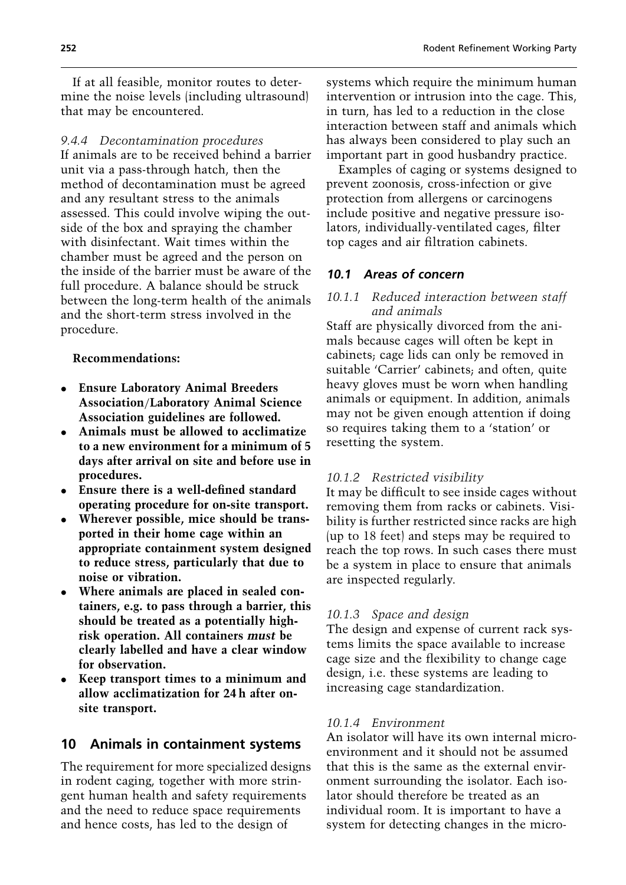If at all feasible, monitor routes to determine the noise levels (including ultrasound) that may be encountered.

*9.4.4 Decontamination procedures*

If animals are to be received behind a barrier unit via a pass-through hatch, then the method of decontamination must be agreed and any resultant stress to the animals assessed. This could involve wiping the outside of the box and spraying the chamber with disinfectant. Wait times within the chamber must be agreed and the person on the inside of the barrier must be aware of the full procedure. A balance should be struck between the long-term health of the animals and the short-term stress involved in the procedure.

**Recommendations:**

- **Ensure Laboratory Animal Breeders Association/Laboratory Animal Science Association guidelines are followed.**
- **Animals must be allowed to acclimatize to a new environment for a minimum of 5 days after arrival on site and before use in procedures.**
- **Ensure there is a well-defined standard operating procedure for on-site transport.**
- **Wherever possible, mice should be transported in their home cage within an appropriate containment system designed to reduce stress, particularly that due to noise or vibration.**
- **Where animals are placed in sealed containers, e.g. to pass through a barrier, this should be treated as a potentially high-risk operation. All containers *must* be clearly labelled and have a clear window for observation.**
- **Keep transport times to a minimum and allow acclimatization for 24 h after on-site transport.**

## 10 Animals in containment systems

The requirement for more specialized designs in rodent caging, together with more stringent human health and safety requirements and the need to reduce space requirements and hence costs, has led to the design of systems which require the minimum human intervention or intrusion into the cage. This, in turn, has led to a reduction in the close interaction between staff and animals which has always been considered to play such an important part in good husbandry practice.

Examples of caging or systems designed to prevent zoonosis, cross-infection or give protection from allergens or carcinogens include positive and negative pressure isolators, individually-ventilated cages, filter top cages and air filtration cabinets.

### *10.1 Areas of concern*

*10.1.1 Reduced interaction between staff and animals*

Staff are physically divorced from the animals because cages will often be kept in cabinets; cage lids can only be removed in suitable 'Carrier' cabinets; and often, quite heavy gloves must be worn when handling animals or equipment. In addition, animals may not be given enough attention if doing so requires taking them to a 'station' or resetting the system.

*10.1.2 Restricted visibility*

It may be difficult to see inside cages without removing them from racks or cabinets. Visibility is further restricted since racks are high (up to 18 feet) and steps may be required to reach the top rows. In such cases there must be a system in place to ensure that animals are inspected regularly.

*10.1.3 Space and design*

The design and expense of current rack systems limits the space available to increase cage size and the flexibility to change cage design, i.e. these systems are leading to increasing cage standardization.

*10.1.4 Environment*

An isolator will have its own internal microenvironment and it should not be assumed that this is the same as the external environment surrounding the isolator. Each isolator should therefore be treated as an individual room. It is important to have a system for detecting changes in the micro-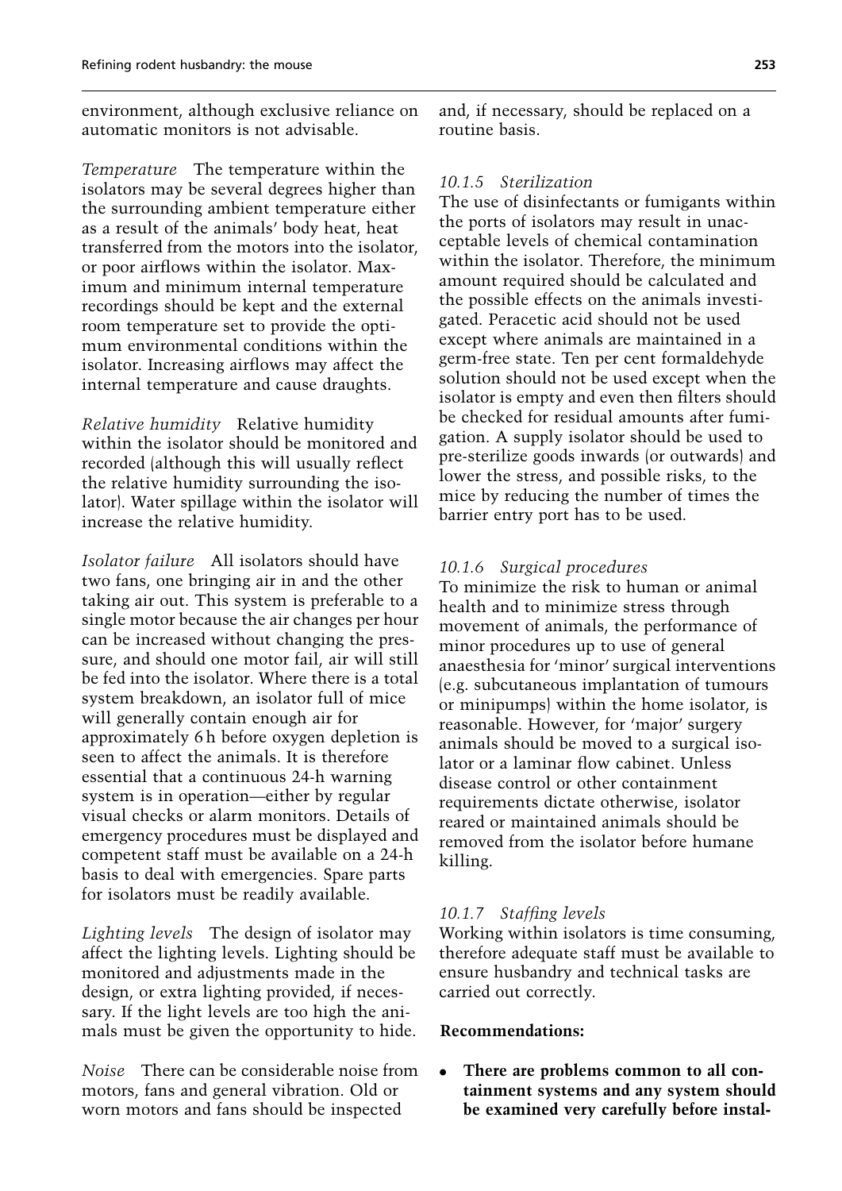environment, although exclusive reliance on automatic monitors is not advisable.

*Temperature* The temperature within the isolators may be several degrees higher than the surrounding ambient temperature either as a result of the animals' body heat, heat transferred from the motors into the isolator, or poor airflows within the isolator. Maximum and minimum internal temperature recordings should be kept and the external room temperature set to provide the optimum environmental conditions within the isolator. Increasing airflows may affect the internal temperature and cause draughts.

*Relative humidity* Relative humidity within the isolator should be monitored and recorded (although this will usually reflect the relative humidity surrounding the isolator). Water spillage within the isolator will increase the relative humidity.

*Isolator failure* All isolators should have two fans, one bringing air in and the other taking air out. This system is preferable to a single motor because the air changes per hour can be increased without changing the pressure, and should one motor fail, air will still be fed into the isolator. Where there is a total system breakdown, an isolator full of mice will generally contain enough air for approximately 6 h before oxygen depletion is seen to affect the animals. It is therefore essential that a continuous 24-h warning system is in operation—either by regular visual checks or alarm monitors. Details of emergency procedures must be displayed and competent staff must be available on a 24-h basis to deal with emergencies. Spare parts for isolators must be readily available.

*Lighting levels* The design of isolator may affect the lighting levels. Lighting should be monitored and adjustments made in the design, or extra lighting provided, if necessary. If the light levels are too high the animals must be given the opportunity to hide.

*Noise* There can be considerable noise from motors, fans and general vibration. Old or worn motors and fans should be inspected and, if necessary, should be replaced on a routine basis.

### *10.1.5 Sterilization*

The use of disinfectants or fumigants within the ports of isolators may result in unacceptable levels of chemical contamination within the isolator. Therefore, the minimum amount required should be calculated and the possible effects on the animals investigated. Peracetic acid should not be used except where animals are maintained in a germ-free state. Ten per cent formaldehyde solution should not be used except when the isolator is empty and even then filters should be checked for residual amounts after fumigation. A supply isolator should be used to pre-sterilize goods inwards (or outwards) and lower the stress, and possible risks, to the mice by reducing the number of times the barrier entry port has to be used.

### *10.1.6 Surgical procedures*

To minimize the risk to human or animal health and to minimize stress through movement of animals, the performance of minor procedures up to use of general anaesthesia for 'minor' surgical interventions (e.g. subcutaneous implantation of tumours or minipumps) within the home isolator, is reasonable. However, for 'major' surgery animals should be moved to a surgical isolator or a laminar flow cabinet. Unless disease control or other containment requirements dictate otherwise, isolator reared or maintained animals should be removed from the isolator before humane killing.

### *10.1.7 Staffing levels*

Working within isolators is time consuming, therefore adequate staff must be available to ensure husbandry and technical tasks are carried out correctly.

**Recommendations:**

- **There are problems common to all containment systems and any system should be examined very carefully before instal-**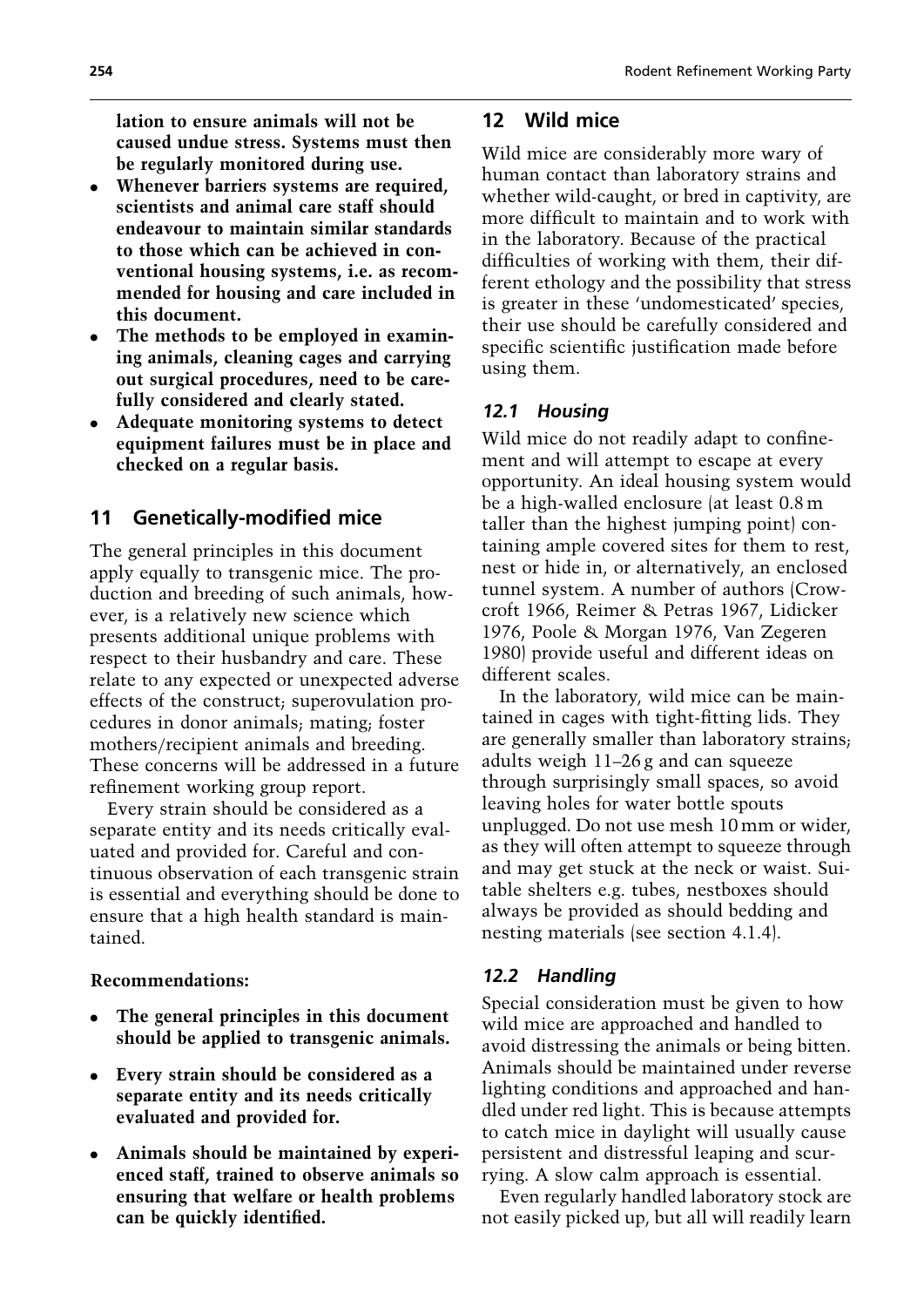**lation to ensure animals will not be caused undue stress. Systems must then be regularly monitored during use.**

- **Whenever barriers systems are required, scientists and animal care staff should endeavour to maintain similar standards to those which can be achieved in conventional housing systems, i.e. as recommended for housing and care included in this document.**
- **The methods to be employed in examining animals, cleaning cages and carrying out surgical procedures, need to be carefully considered and clearly stated.**
- **Adequate monitoring systems to detect equipment failures must be in place and checked on a regular basis.**

## 11 Genetically-modified mice

The general principles in this document apply equally to transgenic mice. The production and breeding of such animals, however, is a relatively new science which presents additional unique problems with respect to their husbandry and care. These relate to any expected or unexpected adverse effects of the construct; superovulation procedures in donor animals; mating; foster mothers/recipient animals and breeding. These concerns will be addressed in a future refinement working group report.

Every strain should be considered as a separate entity and its needs critically evaluated and provided for. Careful and continuous observation of each transgenic strain is essential and everything should be done to ensure that a high health standard is maintained.

**Recommendations:**

- **The general principles in this document should be applied to transgenic animals.**
- **Every strain should be considered as a separate entity and its needs critically evaluated and provided for.**
- **Animals should be maintained by experienced staff, trained to observe animals so ensuring that welfare or health problems can be quickly identified.**

## 12 Wild mice

Wild mice are considerably more wary of human contact than laboratory strains and whether wild-caught, or bred in captivity, are more difficult to maintain and to work with in the laboratory. Because of the practical difficulties of working with them, their different ethology and the possibility that stress is greater in these 'undomesticated' species, their use should be carefully considered and specific scientific justification made before using them.

### *12.1 Housing*

Wild mice do not readily adapt to confinement and will attempt to escape at every opportunity. An ideal housing system would be a high-walled enclosure (at least 0.8 m taller than the highest jumping point) containing ample covered sites for them to rest, nest or hide in, or alternatively, an enclosed tunnel system. A number of authors (Crowcroft 1966, Reimer & Petras 1967, Lidicker 1976, Poole & Morgan 1976, Van Zegeren 1980) provide useful and different ideas on different scales.

In the laboratory, wild mice can be maintained in cages with tight-fitting lids. They are generally smaller than laboratory strains; adults weigh 11–26 g and can squeeze through surprisingly small spaces, so avoid leaving holes for water bottle spouts unplugged. Do not use mesh 10 mm or wider, as they will often attempt to squeeze through and may get stuck at the neck or waist. Suitable shelters e.g. tubes, nestboxes should always be provided as should bedding and nesting materials (see section 4.1.4).

### *12.2 Handling*

Special consideration must be given to how wild mice are approached and handled to avoid distressing the animals or being bitten. Animals should be maintained under reverse lighting conditions and approached and handled under red light. This is because attempts to catch mice in daylight will usually cause persistent and distressful leaping and scurrying. A slow calm approach is essential.

Even regularly handled laboratory stock are not easily picked up, but all will readily learn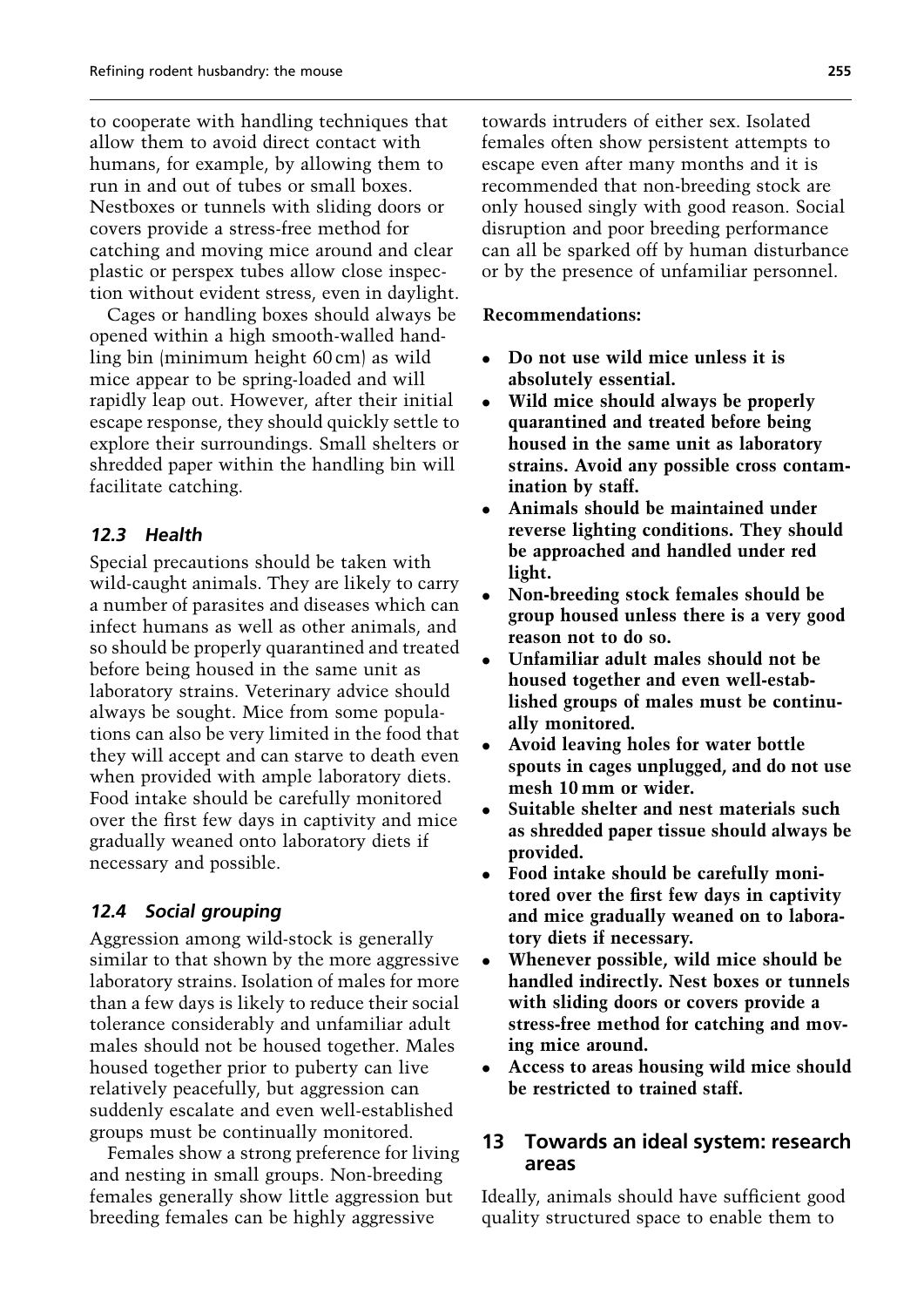to cooperate with handling techniques that allow them to avoid direct contact with humans, for example, by allowing them to run in and out of tubes or small boxes. Nestboxes or tunnels with sliding doors or covers provide a stress-free method for catching and moving mice around and clear plastic or perspex tubes allow close inspection without evident stress, even in daylight.

Cages or handling boxes should always be opened within a high smooth-walled handling bin (minimum height 60 cm) as wild mice appear to be spring-loaded and will rapidly leap out. However, after their initial escape response, they should quickly settle to explore their surroundings. Small shelters or shredded paper within the handling bin will facilitate catching.

### *12.3 Health*

Special precautions should be taken with wild-caught animals. They are likely to carry a number of parasites and diseases which can infect humans as well as other animals, and so should be properly quarantined and treated before being housed in the same unit as laboratory strains. Veterinary advice should always be sought. Mice from some populations can also be very limited in the food that they will accept and can starve to death even when provided with ample laboratory diets. Food intake should be carefully monitored over the first few days in captivity and mice gradually weaned onto laboratory diets if necessary and possible.

### *12.4 Social grouping*

Aggression among wild-stock is generally similar to that shown by the more aggressive laboratory strains. Isolation of males for more than a few days is likely to reduce their social tolerance considerably and unfamiliar adult males should not be housed together. Males housed together prior to puberty can live relatively peacefully, but aggression can suddenly escalate and even well-established groups must be continually monitored.

Females show a strong preference for living and nesting in small groups. Non-breeding females generally show little aggression but breeding females can be highly aggressive towards intruders of either sex. Isolated females often show persistent attempts to escape even after many months and it is recommended that non-breeding stock are only housed singly with good reason. Social disruption and poor breeding performance can all be sparked off by human disturbance or by the presence of unfamiliar personnel.

**Recommendations:**

- **Do not use wild mice unless it is absolutely essential.**
- **Wild mice should always be properly quarantined and treated before being housed in the same unit as laboratory strains. Avoid any possible cross contamination by staff.**
- **Animals should be maintained under reverse lighting conditions. They should be approached and handled under red light.**
- **Non-breeding stock females should be group housed unless there is a very good reason not to do so.**
- **Unfamiliar adult males should not be housed together and even well-established groups of males must be continually monitored.**
- **Avoid leaving holes for water bottle spouts in cages unplugged, and do not use mesh 10 mm or wider.**
- **Suitable shelter and nest materials such as shredded paper tissue should always be provided.**
- **Food intake should be carefully monitored over the first few days in captivity and mice gradually weaned on to laboratory diets if necessary.**
- **Whenever possible, wild mice should be handled indirectly. Nest boxes or tunnels with sliding doors or covers provide a stress-free method for catching and moving mice around.**
- **Access to areas housing wild mice should be restricted to trained staff.**

## 13 Towards an ideal system: research areas

Ideally, animals should have sufficient good quality structured space to enable them to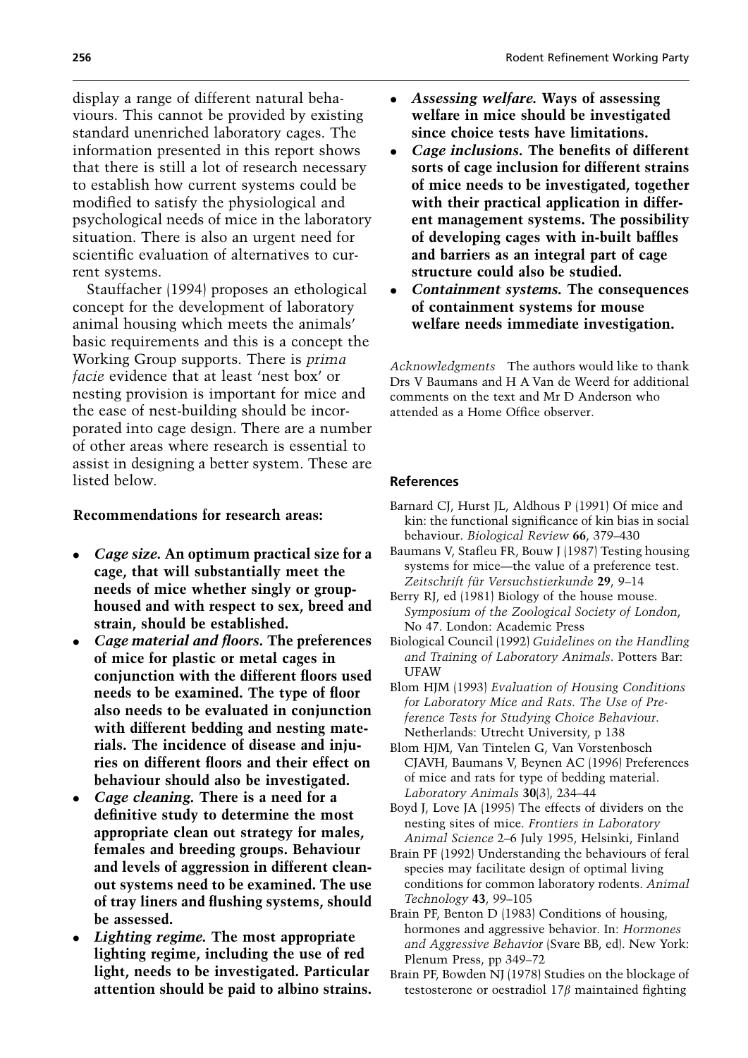display a range of different natural behaviours. This cannot be provided by existing standard unenriched laboratory cages. The information presented in this report shows that there is still a lot of research necessary to establish how current systems could be modified to satisfy the physiological and psychological needs of mice in the laboratory situation. There is also an urgent need for scientific evaluation of alternatives to current systems.

Stauffacher (1994) proposes an ethological concept for the development of laboratory animal housing which meets the animals' basic requirements and this is a concept the Working Group supports. There is *prima facie* evidence that at least 'nest box' or nesting provision is important for mice and the ease of nest-building should be incorporated into cage design. There are a number of other areas where research is essential to assist in designing a better system. These are listed below.

**Recommendations for research areas:**

- ***Cage size.*** **An optimum practical size for a cage, that will substantially meet the needs of mice whether singly or group-housed and with respect to sex, breed and strain, should be established.**
- ***Cage material and floors.*** **The preferences of mice for plastic or metal cages in conjunction with the different floors used needs to be examined. The type of floor also needs to be evaluated in conjunction with different bedding and nesting materials. The incidence of disease and injuries on different floors and their effect on behaviour should also be investigated.**
- ***Cage cleaning.*** **There is a need for a definitive study to determine the most appropriate clean out strategy for males, females and breeding groups. Behaviour and levels of aggression in different clean-out systems need to be examined. The use of tray liners and flushing systems, should be assessed.**
- ***Lighting regime.*** **The most appropriate lighting regime, including the use of red light, needs to be investigated. Particular attention should be paid to albino strains.**
- ***Assessing welfare.*** **Ways of assessing welfare in mice should be investigated since choice tests have limitations.**
- ***Cage inclusions.*** **The benefits of different sorts of cage inclusion for different strains of mice needs to be investigated, together with their practical application in different management systems. The possibility of developing cages with in-built baffles and barriers as an integral part of cage structure could also be studied.**
- ***Containment systems.*** **The consequences of containment systems for mouse welfare needs immediate investigation.**

*Acknowledgments* The authors would like to thank Drs V Baumans and H A Van de Weerd for additional comments on the text and Mr D Anderson who attended as a Home Office observer.

## References

Barnard CJ, Hurst JL, Aldhous P (1991) Of mice and kin: the functional significance of kin bias in social behaviour. *Biological Review* **66**, 379–430

Baumans V, Stafleu FR, Bouw J (1987) Testing housing systems for mice—the value of a preference test. *Zeitschrift für Versuchstierkunde* **29**, 9–14

Berry RJ, ed (1981) Biology of the house mouse. *Symposium of the Zoological Society of London*, No 47. London: Academic Press

Biological Council (1992) *Guidelines on the Handling and Training of Laboratory Animals*. Potters Bar: UFAW

Blom HJM (1993) *Evaluation of Housing Conditions for Laboratory Mice and Rats. The Use of Preference Tests for Studying Choice Behaviour*. Netherlands: Utrecht University, p 138

Blom HJM, Van Tintelen G, Van Vorstenbosch CJAVH, Baumans V, Beynen AC (1996) Preferences of mice and rats for type of bedding material. *Laboratory Animals* **30**(3), 234–44

Boyd J, Love JA (1995) The effects of dividers on the nesting sites of mice. *Frontiers in Laboratory Animal Science* 2–6 July 1995, Helsinki, Finland

Brain PF (1992) Understanding the behaviours of feral species may facilitate design of optimal living conditions for common laboratory rodents. *Animal Technology* **43**, 99–105

Brain PF, Benton D (1983) Conditions of housing, hormones and aggressive behavior. In: *Hormones and Aggressive Behavior* (Svare BB, ed). New York: Plenum Press, pp 349–72

Brain PF, Bowden NJ (1978) Studies on the blockage of testosterone or oestradiol 17$\beta$ maintained fighting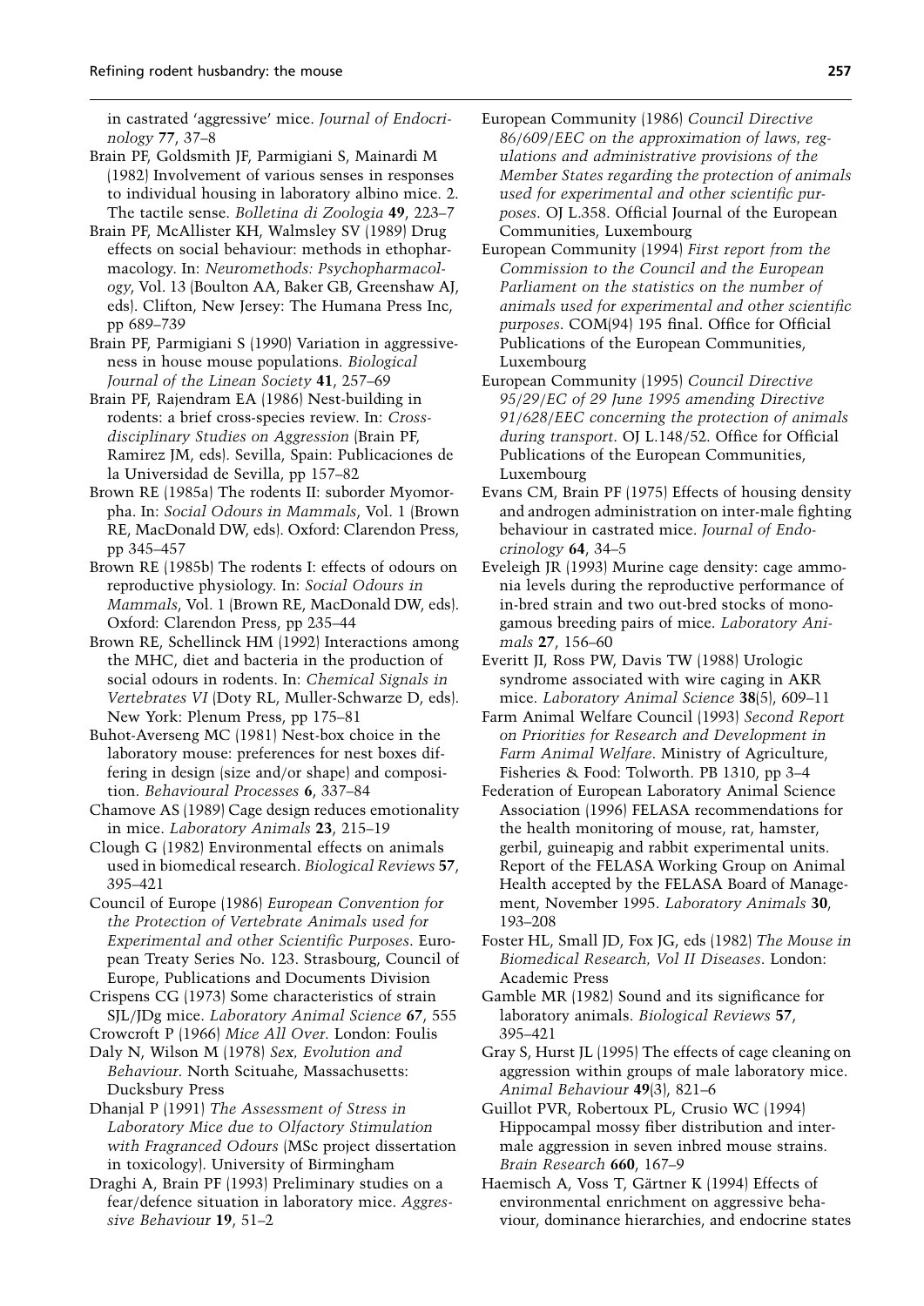in castrated 'aggressive' mice. *Journal of Endocrinology* **77**, 37–8

Brain PF, Goldsmith JF, Parmigiani S, Mainardi M (1982) Involvement of various senses in responses to individual housing in laboratory albino mice. 2. The tactile sense. *Bolletina di Zoologia* **49**, 223–7

Brain PF, McAllister KH, Walmsley SV (1989) Drug effects on social behaviour: methods in ethopharmacology. In: *Neuromethods: Psychopharmacology*, Vol. 13 (Boulton AA, Baker GB, Greenshaw AJ, eds). Clifton, New Jersey: The Humana Press Inc, pp 689–739

Brain PF, Parmigiani S (1990) Variation in aggressiveness in house mouse populations. *Biological Journal of the Linean Society* **41**, 257–69

Brain PF, Rajendram EA (1986) Nest-building in rodents: a brief cross-species review. In: *Cross-disciplinary Studies on Aggression* (Brain PF, Ramirez JM, eds). Sevilla, Spain: Publicaciones de la Universidad de Sevilla, pp 157–82

Brown RE (1985a) The rodents II: suborder Myomorpha. In: *Social Odours in Mammals*, Vol. 1 (Brown RE, MacDonald DW, eds). Oxford: Clarendon Press, pp 345–457

Brown RE (1985b) The rodents I: effects of odours on reproductive physiology. In: *Social Odours in Mammals*, Vol. 1 (Brown RE, MacDonald DW, eds). Oxford: Clarendon Press, pp 235–44

Brown RE, Schellinck HM (1992) Interactions among the MHC, diet and bacteria in the production of social odours in rodents. In: *Chemical Signals in Vertebrates VI* (Doty RL, Muller-Schwarze D, eds). New York: Plenum Press, pp 175–81

Buhot-Averseng MC (1981) Nest-box choice in the laboratory mouse: preferences for nest boxes differing in design (size and/or shape) and composition. *Behavioural Processes* **6**, 337–84

Chamove AS (1989) Cage design reduces emotionality in mice. *Laboratory Animals* **23**, 215–19

Clough G (1982) Environmental effects on animals used in biomedical research. *Biological Reviews* **57**, 395–421

Council of Europe (1986) *European Convention for the Protection of Vertebrate Animals used for Experimental and other Scientific Purposes*. European Treaty Series No. 123. Strasbourg, Council of Europe, Publications and Documents Division

Crispens CG (1973) Some characteristics of strain SJL/JDg mice. *Laboratory Animal Science* **67**, 555

Crowcroft P (1966) *Mice All Over*. London: Foulis

Daly N, Wilson M (1978) *Sex, Evolution and Behaviour*. North Scituahe, Massachusetts: Ducksbury Press

Dhanjal P (1991) *The Assessment of Stress in Laboratory Mice due to Olfactory Stimulation with Fragranced Odours* (MSc project dissertation in toxicology). University of Birmingham

Draghi A, Brain PF (1993) Preliminary studies on a fear/defence situation in laboratory mice. *Aggressive Behaviour* **19**, 51–2

European Community (1986) *Council Directive 86/609/EEC on the approximation of laws, regulations and administrative provisions of the Member States regarding the protection of animals used for experimental and other scientific purposes*. OJ L.358. Official Journal of the European Communities, Luxembourg

European Community (1994) *First report from the Commission to the Council and the European Parliament on the statistics on the number of animals used for experimental and other scientific purposes*. COM(94) 195 final. Office for Official Publications of the European Communities, Luxembourg

European Community (1995) *Council Directive 95/29/EC of 29 June 1995 amending Directive 91/628/EEC concerning the protection of animals during transport*. OJ L.148/52. Office for Official Publications of the European Communities, Luxembourg

Evans CM, Brain PF (1975) Effects of housing density and androgen administration on inter-male fighting behaviour in castrated mice. *Journal of Endocrinology* **64**, 34–5

Eveleigh JR (1993) Murine cage density: cage ammonia levels during the reproductive performance of in-bred strain and two out-bred stocks of monogamous breeding pairs of mice. *Laboratory Animals* **27**, 156–60

Everitt JI, Ross PW, Davis TW (1988) Urologic syndrome associated with wire caging in AKR mice. *Laboratory Animal Science* **38**(5), 609–11

Farm Animal Welfare Council (1993) *Second Report on Priorities for Research and Development in Farm Animal Welfare*. Ministry of Agriculture, Fisheries & Food: Tolworth. PB 1310, pp 3–4

Federation of European Laboratory Animal Science Association (1996) FELASA recommendations for the health monitoring of mouse, rat, hamster, gerbil, guineapig and rabbit experimental units. Report of the FELASA Working Group on Animal Health accepted by the FELASA Board of Management, November 1995. *Laboratory Animals* **30**, 193–208

Foster HL, Small JD, Fox JG, eds (1982) *The Mouse in Biomedical Research, Vol II Diseases*. London: Academic Press

Gamble MR (1982) Sound and its significance for laboratory animals. *Biological Reviews* **57**, 395–421

Gray S, Hurst JL (1995) The effects of cage cleaning on aggression within groups of male laboratory mice. *Animal Behaviour* **49**(3), 821–6

Guillot PVR, Robertoux PL, Crusio WC (1994) Hippocampal mossy fiber distribution and intermale aggression in seven inbred mouse strains. *Brain Research* **660**, 167–9

Haemisch A, Voss T, Gärtner K (1994) Effects of environmental enrichment on aggressive behaviour, dominance hierarchies, and endocrine states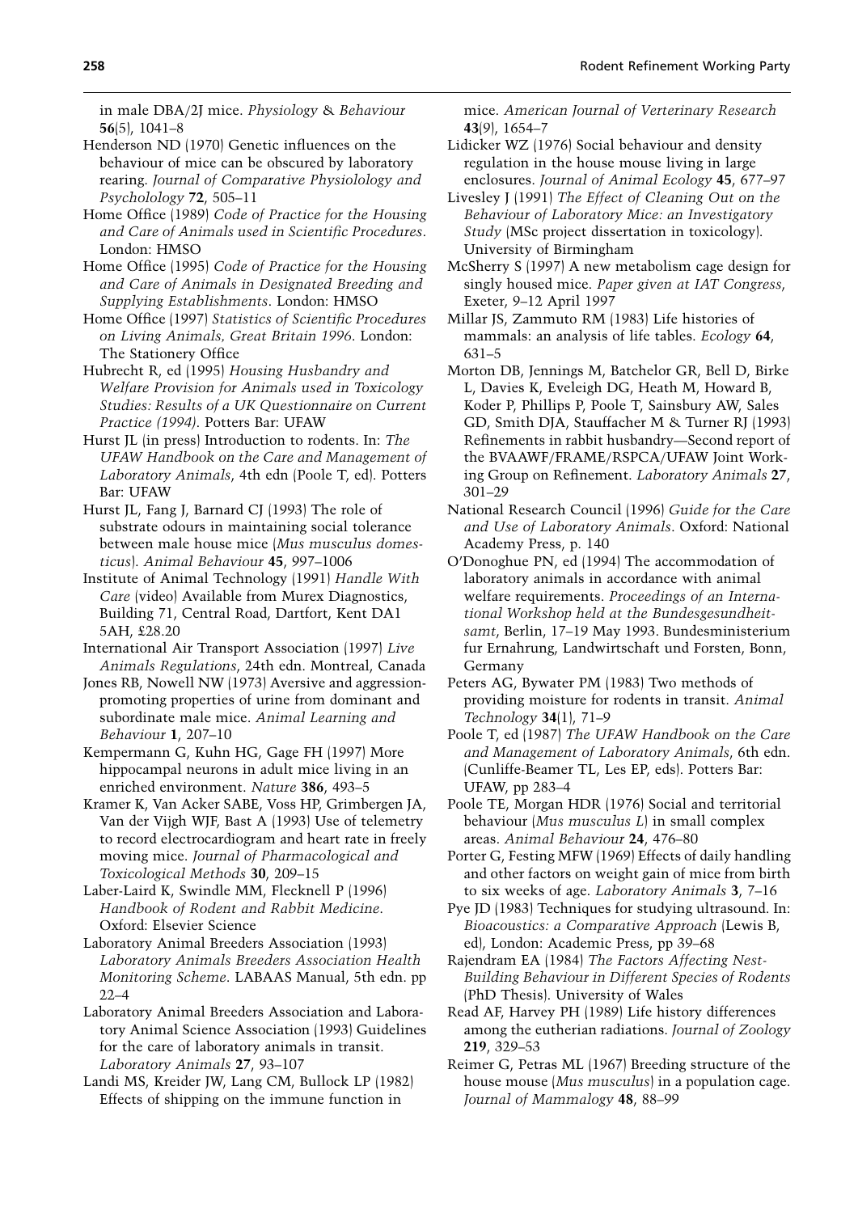in male DBA/2J mice. *Physiology & Behaviour* **56**(5), 1041–8

Henderson ND (1970) Genetic influences on the behaviour of mice can be obscured by laboratory rearing. *Journal of Comparative Physiolology and Psycholology* **72**, 505–11

Home Office (1989) *Code of Practice for the Housing and Care of Animals used in Scientific Procedures*. London: HMSO

Home Office (1995) *Code of Practice for the Housing and Care of Animals in Designated Breeding and Supplying Establishments*. London: HMSO

Home Office (1997) *Statistics of Scientific Procedures on Living Animals, Great Britain 1996*. London: The Stationery Office

Hubrecht R, ed (1995) *Housing Husbandry and Welfare Provision for Animals used in Toxicology Studies: Results of a UK Questionnaire on Current Practice (1994)*. Potters Bar: UFAW

Hurst JL (in press) Introduction to rodents. In: *The UFAW Handbook on the Care and Management of Laboratory Animals*, 4th edn (Poole T, ed). Potters Bar: UFAW

Hurst JL, Fang J, Barnard CJ (1993) The role of substrate odours in maintaining social tolerance between male house mice (*Mus musculus domesticus*). *Animal Behaviour* **45**, 997–1006

Institute of Animal Technology (1991) *Handle With Care* (video) Available from Murex Diagnostics, Building 71, Central Road, Dartfort, Kent DA1 5AH, £28.20

International Air Transport Association (1997) *Live Animals Regulations*, 24th edn. Montreal, Canada

Jones RB, Nowell NW (1973) Aversive and aggression-promoting properties of urine from dominant and subordinate male mice. *Animal Learning and Behaviour* **1**, 207–10

Kempermann G, Kuhn HG, Gage FH (1997) More hippocampal neurons in adult mice living in an enriched environment. *Nature* **386**, 493–5

Kramer K, Van Acker SABE, Voss HP, Grimbergen JA, Van der Vijgh WJF, Bast A (1993) Use of telemetry to record electrocardiogram and heart rate in freely moving mice. *Journal of Pharmacological and Toxicological Methods* **30**, 209–15

Laber-Laird K, Swindle MM, Flecknell P (1996) *Handbook of Rodent and Rabbit Medicine*. Oxford: Elsevier Science

Laboratory Animal Breeders Association (1993) *Laboratory Animals Breeders Association Health Monitoring Scheme*. LABAAS Manual, 5th edn. pp 22–4

Laboratory Animal Breeders Association and Laboratory Animal Science Association (1993) Guidelines for the care of laboratory animals in transit. *Laboratory Animals* **27**, 93–107

Landi MS, Kreider JW, Lang CM, Bullock LP (1982) Effects of shipping on the immune function in mice. *American Journal of Verterinary Research* **43**(9), 1654–7

Lidicker WZ (1976) Social behaviour and density regulation in the house mouse living in large enclosures. *Journal of Animal Ecology* **45**, 677–97

Livesley J (1991) *The Effect of Cleaning Out on the Behaviour of Laboratory Mice: an Investigatory Study* (MSc project dissertation in toxicology). University of Birmingham

McSherry S (1997) A new metabolism cage design for singly housed mice. *Paper given at IAT Congress*, Exeter, 9–12 April 1997

Millar JS, Zammuto RM (1983) Life histories of mammals: an analysis of life tables. *Ecology* **64**, 631–5

Morton DB, Jennings M, Batchelor GR, Bell D, Birke L, Davies K, Eveleigh DG, Heath M, Howard B, Koder P, Phillips P, Poole T, Sainsbury AW, Sales GD, Smith DJA, Stauffacher M & Turner RJ (1993) Refinements in rabbit husbandry—Second report of the BVAAWF/FRAME/RSPCA/UFAW Joint Working Group on Refinement. *Laboratory Animals* **27**, 301–29

National Research Council (1996) *Guide for the Care and Use of Laboratory Animals*. Oxford: National Academy Press, p. 140

O'Donoghue PN, ed (1994) The accommodation of laboratory animals in accordance with animal welfare requirements. *Proceedings of an International Workshop held at the Bundesgesundheitsamt*, Berlin, 17–19 May 1993. Bundesministerium fur Ernahrung, Landwirtschaft und Forsten, Bonn, Germany

Peters AG, Bywater PM (1983) Two methods of providing moisture for rodents in transit. *Animal Technology* **34**(1), 71–9

Poole T, ed (1987) *The UFAW Handbook on the Care and Management of Laboratory Animals*, 6th edn. (Cunliffe-Beamer TL, Les EP, eds). Potters Bar: UFAW, pp 283–4

Poole TE, Morgan HDR (1976) Social and territorial behaviour (*Mus musculus L*) in small complex areas. *Animal Behaviour* **24**, 476–80

Porter G, Festing MFW (1969) Effects of daily handling and other factors on weight gain of mice from birth to six weeks of age. *Laboratory Animals* **3**, 7–16

Pye JD (1983) Techniques for studying ultrasound. In: *Bioacoustics: a Comparative Approach* (Lewis B, ed), London: Academic Press, pp 39–68

Rajendram EA (1984) *The Factors Affecting Nest-Building Behaviour in Different Species of Rodents* (PhD Thesis). University of Wales

Read AF, Harvey PH (1989) Life history differences among the eutherian radiations. *Journal of Zoology* **219**, 329–53

Reimer G, Petras ML (1967) Breeding structure of the house mouse (*Mus musculus*) in a population cage. *Journal of Mammalogy* **48**, 88–99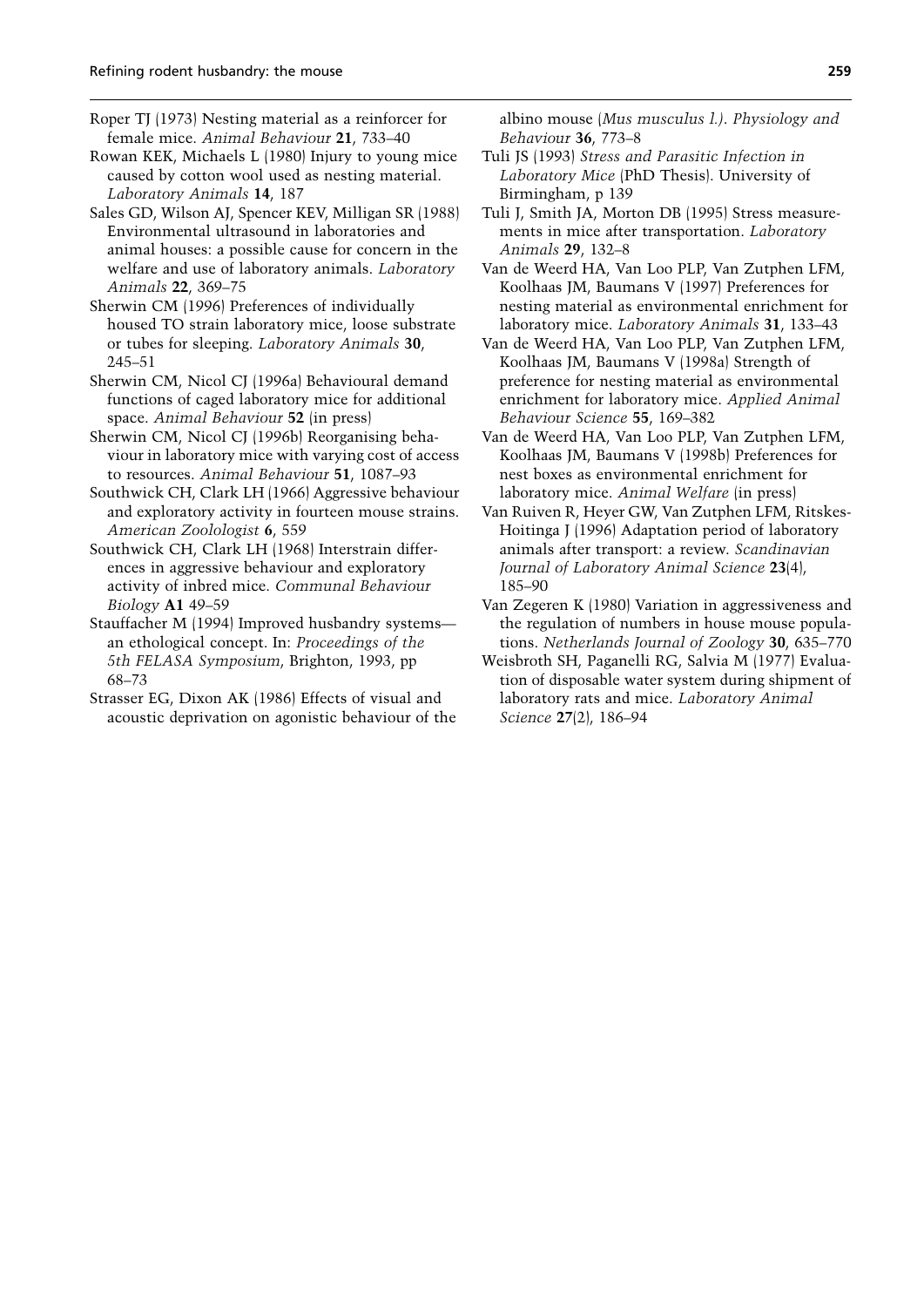Roper TJ (1973) Nesting material as a reinforcer for female mice. *Animal Behaviour* **21**, 733–40

Rowan KEK, Michaels L (1980) Injury to young mice caused by cotton wool used as nesting material. *Laboratory Animals* **14**, 187

Sales GD, Wilson AJ, Spencer KEV, Milligan SR (1988) Environmental ultrasound in laboratories and animal houses: a possible cause for concern in the welfare and use of laboratory animals. *Laboratory Animals* **22**, 369–75

Sherwin CM (1996) Preferences of individually housed TO strain laboratory mice, loose substrate or tubes for sleeping. *Laboratory Animals* **30**, 245–51

Sherwin CM, Nicol CJ (1996a) Behavioural demand functions of caged laboratory mice for additional space. *Animal Behaviour* **52** (in press)

Sherwin CM, Nicol CJ (1996b) Reorganising behaviour in laboratory mice with varying cost of access to resources. *Animal Behaviour* **51**, 1087–93

Southwick CH, Clark LH (1966) Aggressive behaviour and exploratory activity in fourteen mouse strains. *American Zoolologist* **6**, 559

Southwick CH, Clark LH (1968) Interstrain differences in aggressive behaviour and exploratory activity of inbred mice. *Communal Behaviour Biology* **A1** 49–59

Stauffacher M (1994) Improved husbandry systems—an ethological concept. In: *Proceedings of the 5th FELASA Symposium*, Brighton, 1993, pp 68–73

Strasser EG, Dixon AK (1986) Effects of visual and acoustic deprivation on agonistic behaviour of the albino mouse (*Mus musculus l.)*. *Physiology and Behaviour* **36**, 773–8

Tuli JS (1993) *Stress and Parasitic Infection in Laboratory Mice* (PhD Thesis). University of Birmingham, p 139

Tuli J, Smith JA, Morton DB (1995) Stress measurements in mice after transportation. *Laboratory Animals* **29**, 132–8

Van de Weerd HA, Van Loo PLP, Van Zutphen LFM, Koolhaas JM, Baumans V (1997) Preferences for nesting material as environmental enrichment for laboratory mice. *Laboratory Animals* **31**, 133–43

Van de Weerd HA, Van Loo PLP, Van Zutphen LFM, Koolhaas JM, Baumans V (1998a) Strength of preference for nesting material as environmental enrichment for laboratory mice. *Applied Animal Behaviour Science* **55**, 169–382

Van de Weerd HA, Van Loo PLP, Van Zutphen LFM, Koolhaas JM, Baumans V (1998b) Preferences for nest boxes as environmental enrichment for laboratory mice. *Animal Welfare* (in press)

Van Ruiven R, Heyer GW, Van Zutphen LFM, Ritskes-Hoitinga J (1996) Adaptation period of laboratory animals after transport: a review. *Scandinavian Journal of Laboratory Animal Science* **23**(4), 185–90

Van Zegeren K (1980) Variation in aggressiveness and the regulation of numbers in house mouse populations. *Netherlands Journal of Zoology* **30**, 635–770

Weisbroth SH, Paganelli RG, Salvia M (1977) Evaluation of disposable water system during shipment of laboratory rats and mice. *Laboratory Animal Science* **27**(2), 186–94